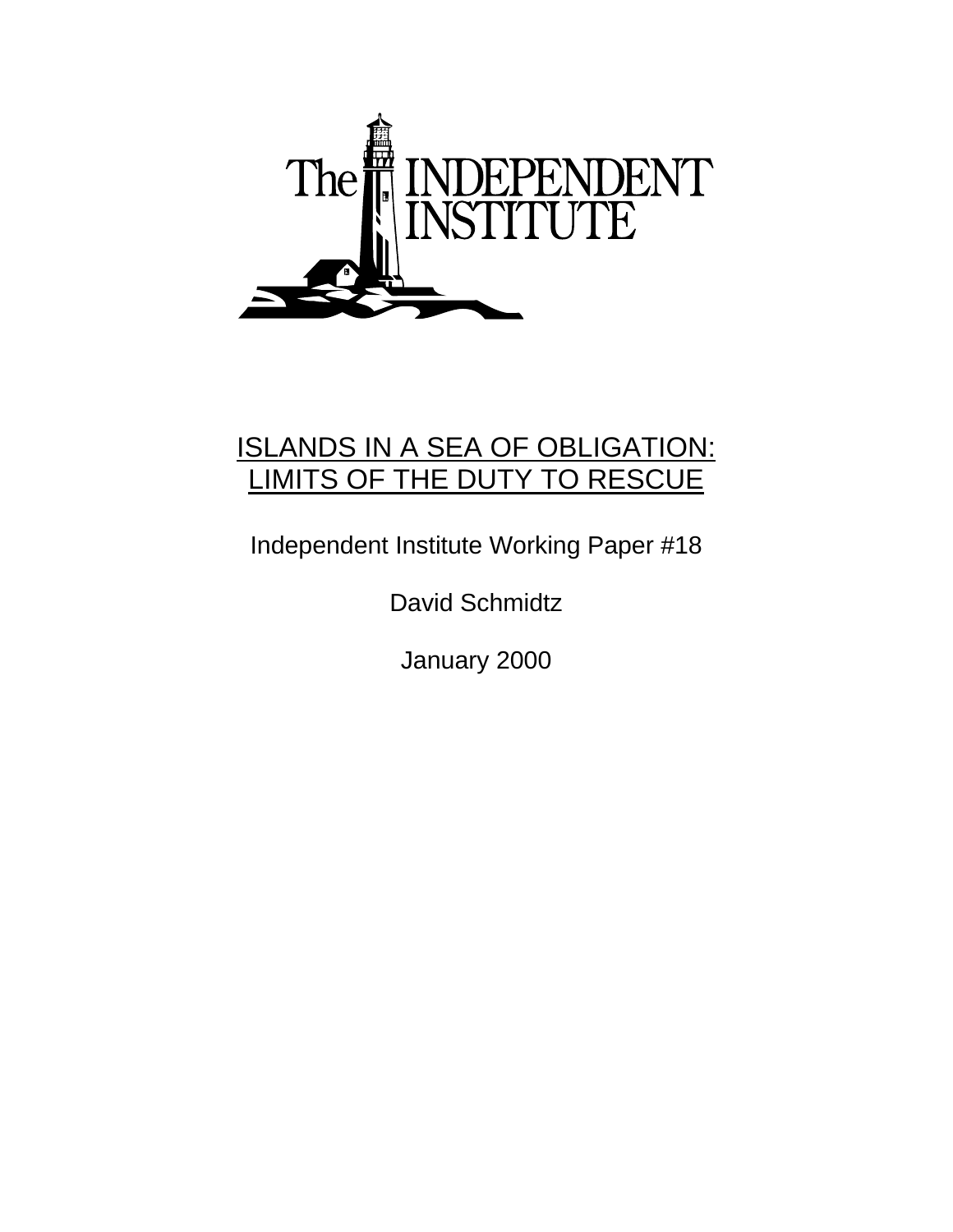The INDEPENDENT INSTITUTE

# ISLANDS IN A SEA OF OBLIGATION: LIMITS OF THE DUTY TO RESCUE

Independent Institute Working Paper #18

David Schmidtz

January 2000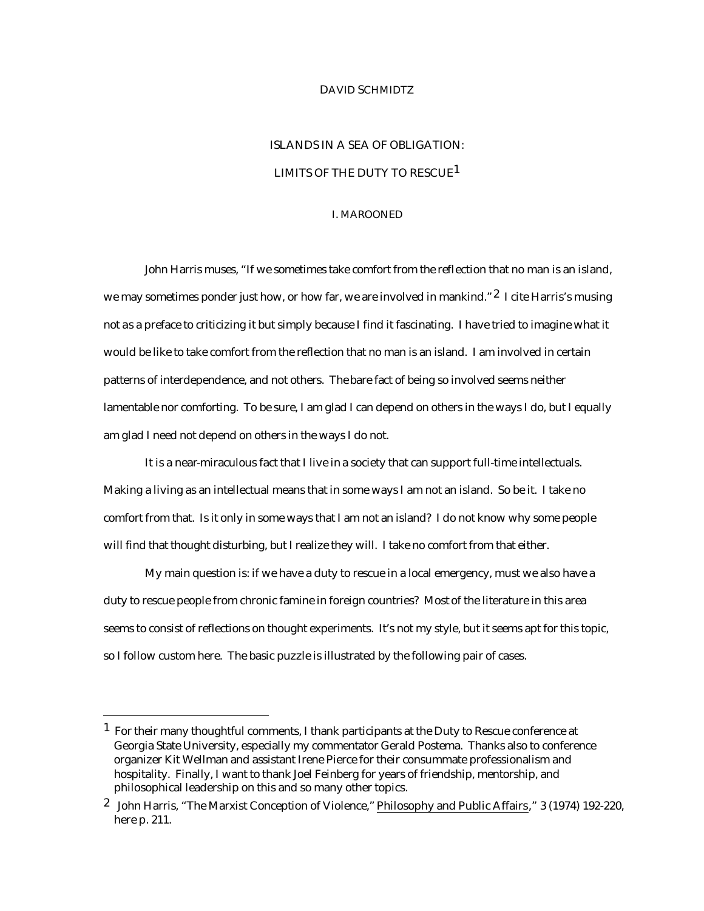DAVID SCHMIDTZ

# ISLANDS IN A SEA OF OBLIGATION: LIMITS OF THE DUTY TO RESCUE[1]

## I. MAROONED

John Harris muses, "If we sometimes take comfort from the reflection that no man is an island, we may sometimes ponder just how, or how far, we are involved in mankind."[2] I cite Harris's musing not as a preface to criticizing it but simply because I find it fascinating. I have tried to imagine what it would be like to take comfort from the reflection that no man is an island. I am involved in certain patterns of interdependence, and not others. The bare fact of being so involved seems neither lamentable nor comforting. To be sure, I am glad I can depend on others in the ways I do, but I equally am glad I need not depend on others in the ways I do not.

It is a near-miraculous fact that I live in a society that can support full-time intellectuals. Making a living as an intellectual means that in some ways I am not an island. So be it. I take no comfort from that. Is it only in some ways that I am not an island? I do not know why some people will find that thought disturbing, but I realize they will. I take no comfort from that either.

My main question is: if we have a duty to rescue in a local emergency, must we also have a duty to rescue people from chronic famine in foreign countries? Most of the literature in this area seems to consist of reflections on thought experiments. It's not my style, but it seems apt for this topic, so I follow custom here. The basic puzzle is illustrated by the following pair of cases.

---

[1] For their many thoughtful comments, I thank participants at the Duty to Rescue conference at Georgia State University, especially my commentator Gerald Postema. Thanks also to conference organizer Kit Wellman and assistant Irene Pierce for their consummate professionalism and hospitality. Finally, I want to thank Joel Feinberg for years of friendship, mentorship, and philosophical leadership on this and so many other topics.

[2] John Harris, "The Marxist Conception of Violence," Philosophy and Public Affairs," 3 (1974) 192-220, here p. 211.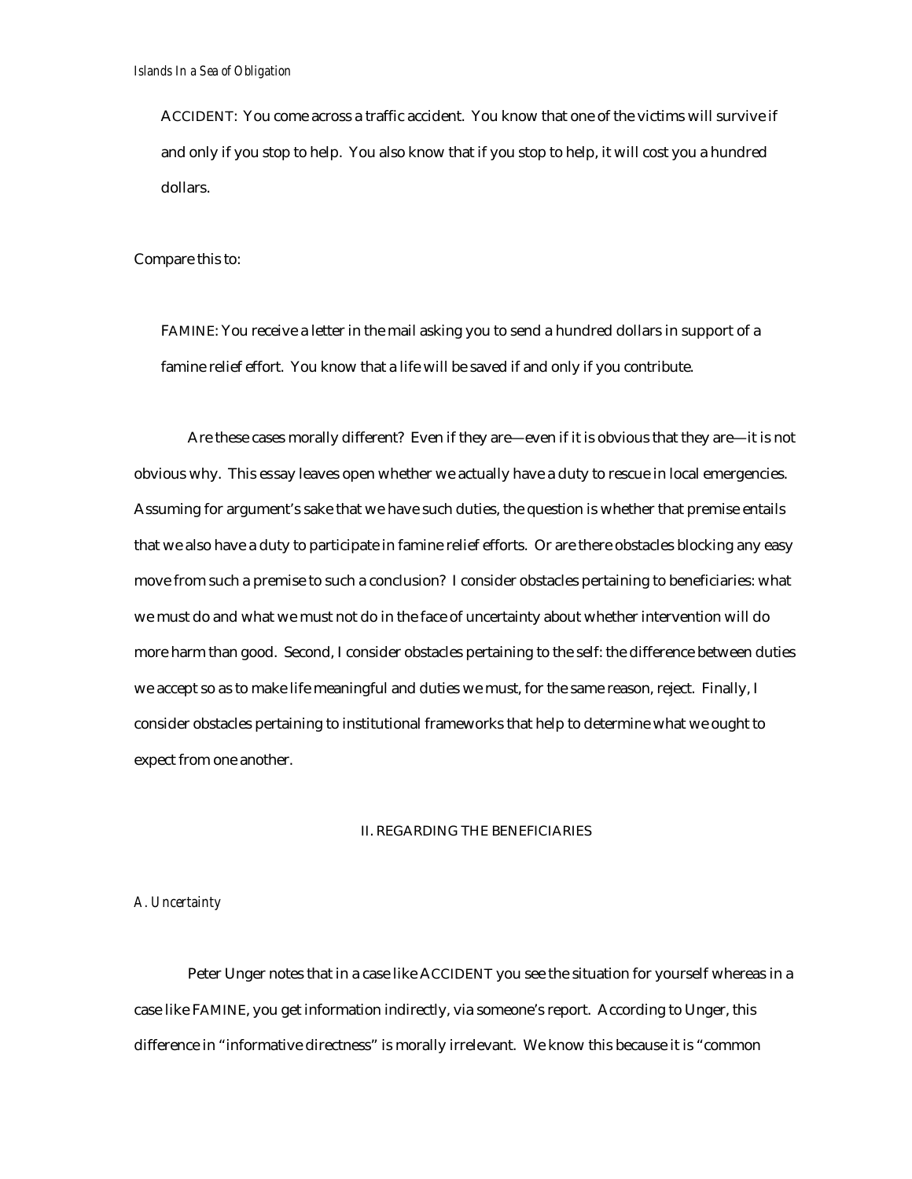ACCIDENT: You come across a traffic accident. You know that one of the victims will survive if and only if you stop to help. You also know that if you stop to help, it will cost you a hundred dollars.

Compare this to:

FAMINE: You receive a letter in the mail asking you to send a hundred dollars in support of a famine relief effort. You know that a life will be saved if and only if you contribute.

Are these cases morally different? Even if they are—even if it is obvious that they are—it is not obvious why. This essay leaves open whether we actually have a duty to rescue in local emergencies. Assuming for argument's sake that we have such duties, the question is whether that premise entails that we also have a duty to participate in famine relief efforts. Or are there obstacles blocking any easy move from such a premise to such a conclusion? I consider obstacles pertaining to beneficiaries: what we must do and what we must not do in the face of uncertainty about whether intervention will do more harm than good. Second, I consider obstacles pertaining to the self: the difference between duties we accept so as to make life meaningful and duties we must, for the same reason, reject. Finally, I consider obstacles pertaining to institutional frameworks that help to determine what we ought to expect from one another.

## II. REGARDING THE BENEFICIARIES

### *A. Uncertainty*

Peter Unger notes that in a case like ACCIDENT you see the situation for yourself whereas in a case like FAMINE, you get information indirectly, via someone's report. According to Unger, this difference in "informative directness" is morally irrelevant. We know this because it is "common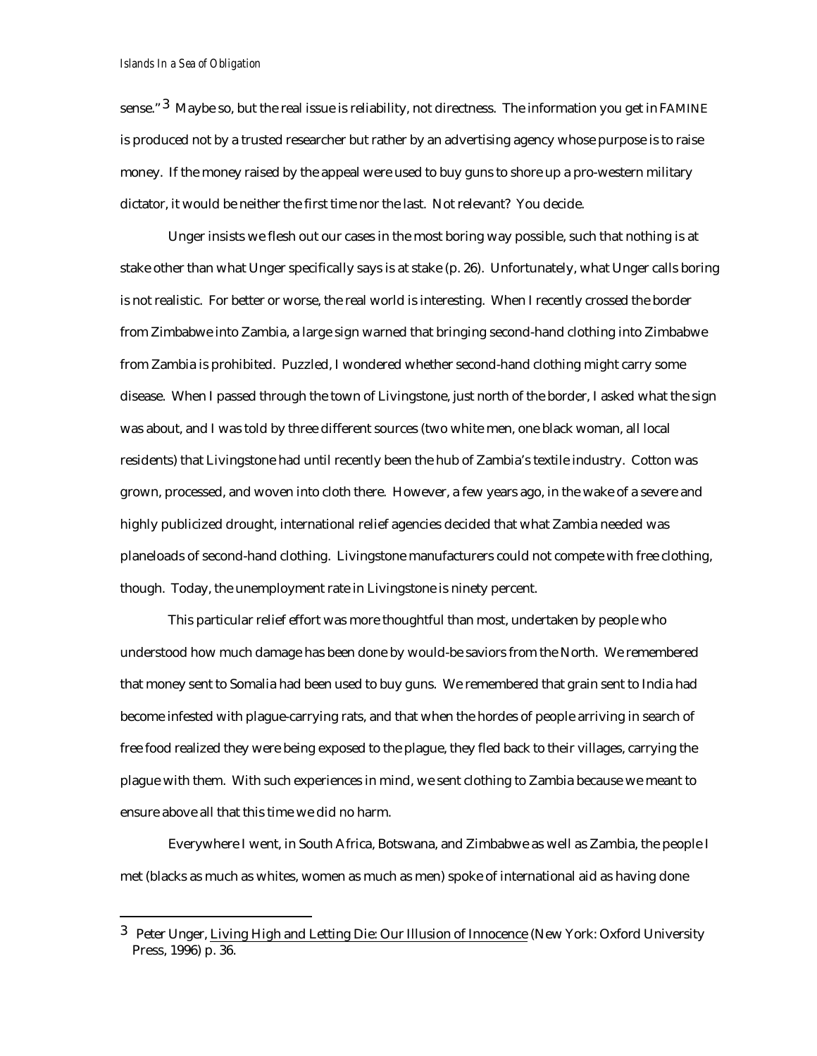sense."[3] Maybe so, but the real issue is reliability, not directness. The information you get in FAMINE is produced not by a trusted researcher but rather by an advertising agency whose purpose is to raise money. If the money raised by the appeal were used to buy guns to shore up a pro-western military dictator, it would be neither the first time nor the last. Not relevant? You decide.

Unger insists we flesh out our cases in the most boring way possible, such that nothing is at stake other than what Unger specifically says is at stake (p. 26). Unfortunately, what Unger calls boring is not realistic. For better or worse, the real world is interesting. When I recently crossed the border from Zimbabwe into Zambia, a large sign warned that bringing second-hand clothing into Zimbabwe from Zambia is prohibited. Puzzled, I wondered whether second-hand clothing might carry some disease. When I passed through the town of Livingstone, just north of the border, I asked what the sign was about, and I was told by three different sources (two white men, one black woman, all local residents) that Livingstone had until recently been the hub of Zambia's textile industry. Cotton was grown, processed, and woven into cloth there. However, a few years ago, in the wake of a severe and highly publicized drought, international relief agencies decided that what Zambia needed was planeloads of second-hand clothing. Livingstone manufacturers could not compete with free clothing, though. Today, the unemployment rate in Livingstone is ninety percent.

This particular relief effort was more thoughtful than most, undertaken by people who understood how much damage has been done by would-be saviors from the North. We remembered that money sent to Somalia had been used to buy guns. We remembered that grain sent to India had become infested with plague-carrying rats, and that when the hordes of people arriving in search of free food realized they were being exposed to the plague, they fled back to their villages, carrying the plague with them. With such experiences in mind, we sent clothing to Zambia because we meant to ensure above all that this time we did no harm.

Everywhere I went, in South Africa, Botswana, and Zimbabwe as well as Zambia, the people I met (blacks as much as whites, women as much as men) spoke of international aid as having done

---

[3] Peter Unger, Living High and Letting Die: Our Illusion of Innocence (New York: Oxford University Press, 1996) p. 36.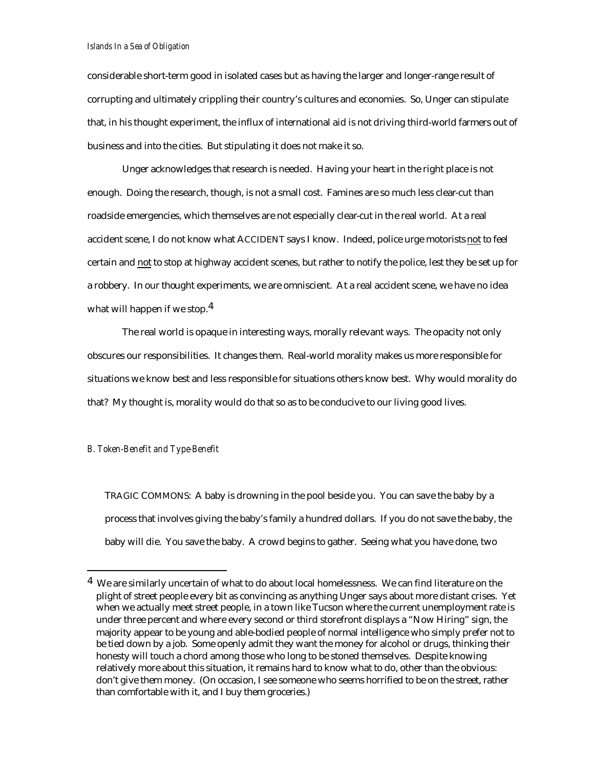considerable short-term good in isolated cases but as having the larger and longer-range result of corrupting and ultimately crippling their country's cultures and economies. So, Unger can stipulate that, in his thought experiment, the influx of international aid is not driving third-world farmers out of business and into the cities. But stipulating it does not make it so.

Unger acknowledges that research is needed. Having your heart in the right place is not enough. Doing the research, though, is not a small cost. Famines are so much less clear-cut than roadside emergencies, which themselves are not especially clear-cut in the real world. At a real accident scene, I do not know what ACCIDENT says I know. Indeed, police urge motorists <u>not</u> to feel certain and <u>not</u> to stop at highway accident scenes, but rather to notify the police, lest they be set up for a robbery. In our thought experiments, we are omniscient. At a real accident scene, we have no idea what will happen if we stop.[4]

The real world is opaque in interesting ways, morally relevant ways. The opacity not only obscures our responsibilities. It changes them. Real-world morality makes us more responsible for situations we know best and less responsible for situations others know best. Why would morality do that? My thought is, morality would do that so as to be conducive to our living good lives.

### *B. Token-Benefit and Type-Benefit*

> TRAGIC COMMONS: A baby is drowning in the pool beside you. You can save the baby by a process that involves giving the baby's family a hundred dollars. If you do not save the baby, the baby will die. You save the baby. A crowd begins to gather. Seeing what you have done, two

---

[4] We are similarly uncertain of what to do about local homelessness. We can find literature on the plight of street people every bit as convincing as anything Unger says about more distant crises. Yet when we actually meet street people, in a town like Tucson where the current unemployment rate is under three percent and where every second or third storefront displays a "Now Hiring" sign, the majority appear to be young and able-bodied people of normal intelligence who simply prefer not to be tied down by a job. Some openly admit they want the money for alcohol or drugs, thinking their honesty will touch a chord among those who long to be stoned themselves. Despite knowing relatively more about this situation, it remains hard to know what to do, other than the obvious: don't give them money. (On occasion, I see someone who seems horrified to be on the street, rather than comfortable with it, and I buy them groceries.)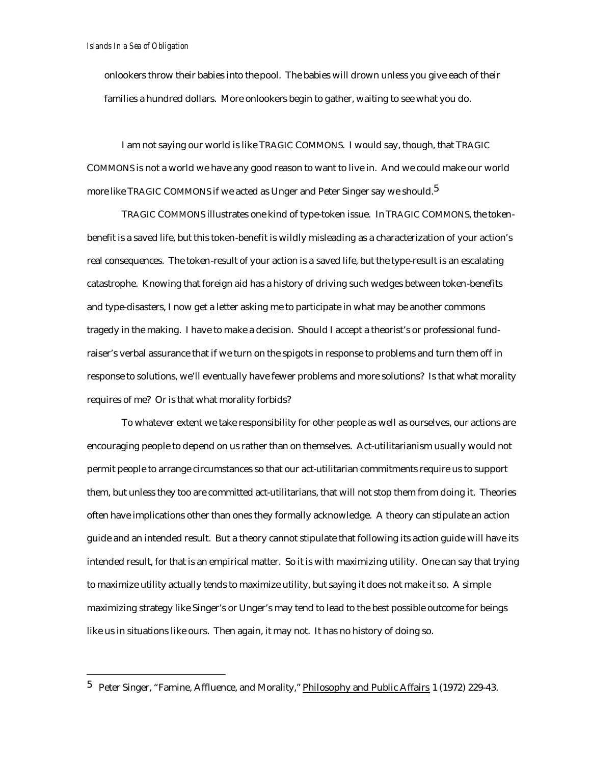onlookers throw their babies into the pool. The babies will drown unless you give each of their families a hundred dollars. More onlookers begin to gather, waiting to see what you do.

I am not saying our world is like TRAGIC COMMONS. I would say, though, that TRAGIC COMMONS is not a world we have any good reason to want to live in. And we could make our world more like TRAGIC COMMONS if we acted as Unger and Peter Singer say we should.[5]

TRAGIC COMMONS illustrates one kind of type-token issue. In TRAGIC COMMONS, the token-benefit is a saved life, but this token-benefit is wildly misleading as a characterization of your action's real consequences. The token-result of your action is a saved life, but the type-result is an escalating catastrophe. Knowing that foreign aid has a history of driving such wedges between token-benefits and type-disasters, I now get a letter asking me to participate in what may be another commons tragedy in the making. I have to make a decision. Should I accept a theorist's or professional fund-raiser's verbal assurance that if we turn on the spigots in response to problems and turn them off in response to solutions, we'll eventually have fewer problems and more solutions? Is that what morality requires of me? Or is that what morality forbids?

To whatever extent we take responsibility for other people as well as ourselves, our actions are encouraging people to depend on us rather than on themselves. Act-utilitarianism usually would not permit people to arrange circumstances so that our act-utilitarian commitments require us to support them, but unless they too are committed act-utilitarians, that will not stop them from doing it. Theories often have implications other than ones they formally acknowledge. A theory can stipulate an action guide and an intended result. But a theory cannot stipulate that following its action guide will have its intended result, for that is an empirical matter. So it is with maximizing utility. One can say that trying to maximize utility actually tends to maximize utility, but saying it does not make it so. A simple maximizing strategy like Singer's or Unger's may tend to lead to the best possible outcome for beings like us in situations like ours. Then again, it may not. It has no history of doing so.

---

[5] Peter Singer, "Famine, Affluence, and Morality," Philosophy and Public Affairs 1 (1972) 229-43.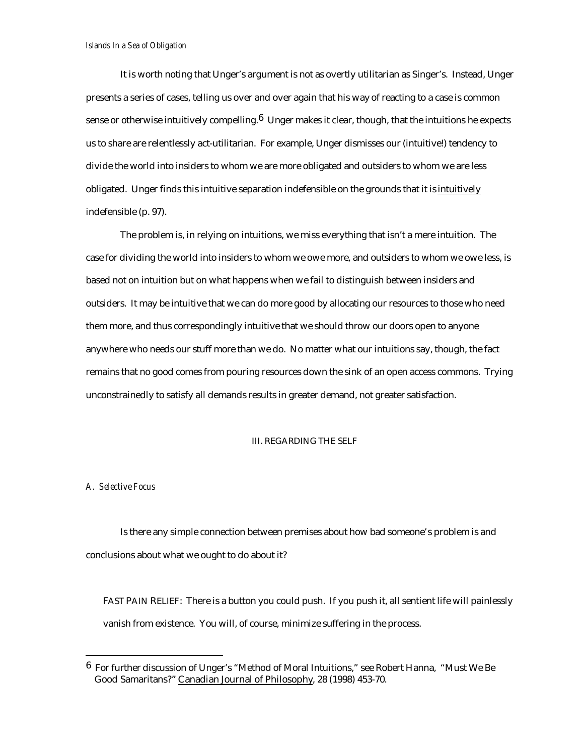It is worth noting that Unger's argument is not as overtly utilitarian as Singer's. Instead, Unger presents a series of cases, telling us over and over again that his way of reacting to a case is common sense or otherwise intuitively compelling.[6] Unger makes it clear, though, that the intuitions he expects us to share are relentlessly act-utilitarian. For example, Unger dismisses our (intuitive!) tendency to divide the world into insiders to whom we are more obligated and outsiders to whom we are less obligated. Unger finds this intuitive separation indefensible on the grounds that it is intuitively indefensible (p. 97).

The problem is, in relying on intuitions, we miss everything that isn't a mere intuition. The case for dividing the world into insiders to whom we owe more, and outsiders to whom we owe less, is based not on intuition but on what happens when we fail to distinguish between insiders and outsiders. It may be intuitive that we can do more good by allocating our resources to those who need them more, and thus correspondingly intuitive that we should throw our doors open to anyone anywhere who needs our stuff more than we do. No matter what our intuitions say, though, the fact remains that no good comes from pouring resources down the sink of an open access commons. Trying unconstrainedly to satisfy all demands results in greater demand, not greater satisfaction.

## III. REGARDING THE SELF

### *A. Selective Focus*

Is there any simple connection between premises about how bad someone's problem is and conclusions about what we ought to do about it?

> FAST PAIN RELIEF: There is a button you could push. If you push it, all sentient life will painlessly vanish from existence. You will, of course, minimize suffering in the process.

---

[6] For further discussion of Unger's "Method of Moral Intuitions," see Robert Hanna, "Must We Be Good Samaritans?" Canadian Journal of Philosophy, 28 (1998) 453-70.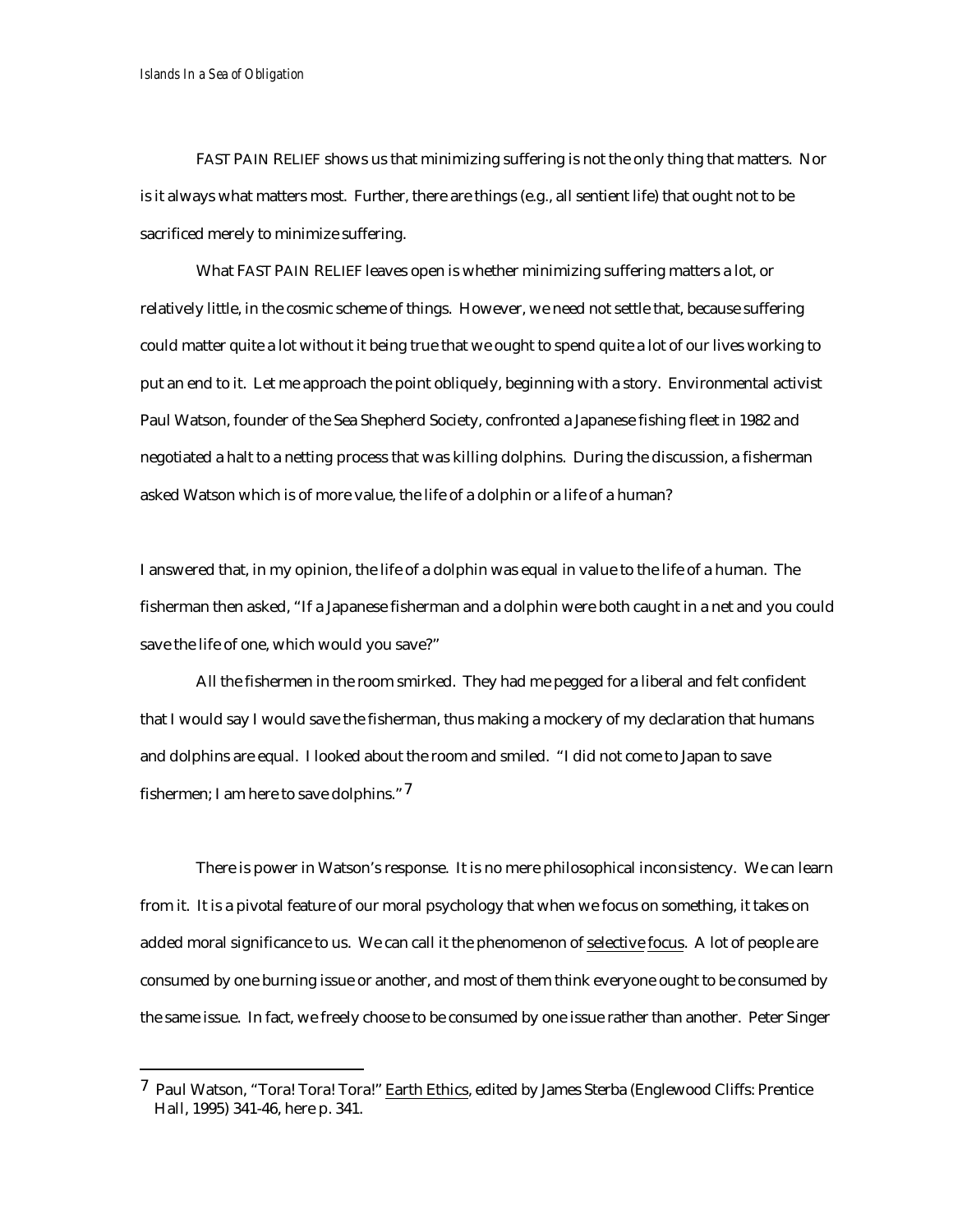FAST PAIN RELIEF shows us that minimizing suffering is not the only thing that matters. Nor is it always what matters most. Further, there are things (e.g., all sentient life) that ought not to be sacrificed merely to minimize suffering.

What FAST PAIN RELIEF leaves open is whether minimizing suffering matters a lot, or relatively little, in the cosmic scheme of things. However, we need not settle that, because suffering could matter quite a lot without it being true that we ought to spend quite a lot of our lives working to put an end to it. Let me approach the point obliquely, beginning with a story. Environmental activist Paul Watson, founder of the Sea Shepherd Society, confronted a Japanese fishing fleet in 1982 and negotiated a halt to a netting process that was killing dolphins. During the discussion, a fisherman asked Watson which is of more value, the life of a dolphin or a life of a human?

> I answered that, in my opinion, the life of a dolphin was equal in value to the life of a human. The fisherman then asked, "If a Japanese fisherman and a dolphin were both caught in a net and you could save the life of one, which would you save?"
>
> All the fishermen in the room smirked. They had me pegged for a liberal and felt confident that I would say I would save the fisherman, thus making a mockery of my declaration that humans and dolphins are equal. I looked about the room and smiled. "I did not come to Japan to save fishermen; I am here to save dolphins."[7]

There is power in Watson's response. It is no mere philosophical inconsistency. We can learn from it. It is a pivotal feature of our moral psychology that when we focus on something, it takes on added moral significance to us. We can call it the phenomenon of selective focus. A lot of people are consumed by one burning issue or another, and most of them think everyone ought to be consumed by the same issue. In fact, we freely choose to be consumed by one issue rather than another. Peter Singer

---

[7] Paul Watson, "Tora! Tora! Tora!" Earth Ethics, edited by James Sterba (Englewood Cliffs: Prentice Hall, 1995) 341-46, here p. 341.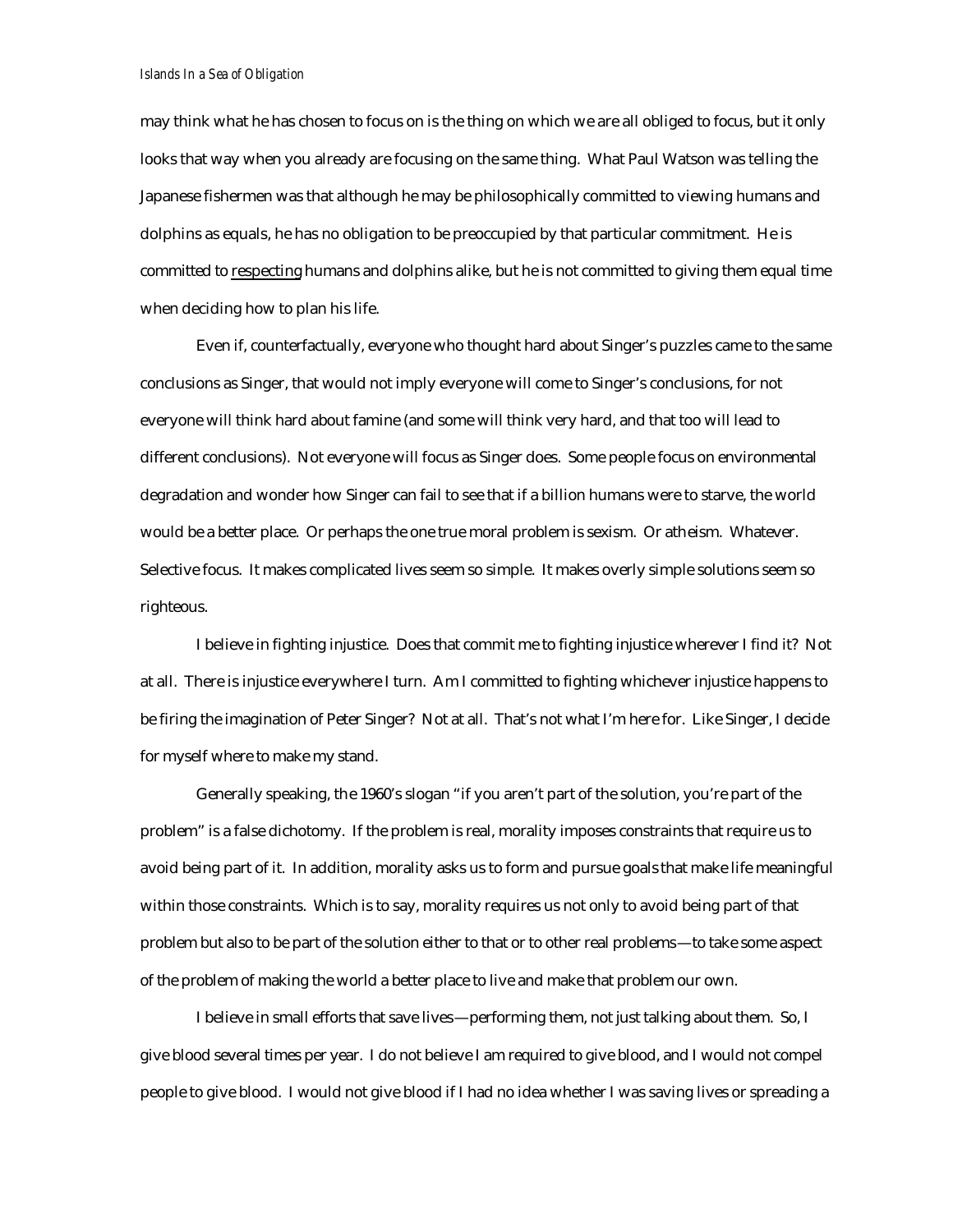may think what he has chosen to focus on is the thing on which we are all obliged to focus, but it only looks that way when you already are focusing on the same thing. What Paul Watson was telling the Japanese fishermen was that although he may be philosophically committed to viewing humans and dolphins as equals, he has no obligation to be preoccupied by that particular commitment. He is committed to <u>respecting</u> humans and dolphins alike, but he is not committed to giving them equal time when deciding how to plan his life.

Even if, counterfactually, everyone who thought hard about Singer's puzzles came to the same conclusions as Singer, that would not imply everyone will come to Singer's conclusions, for not everyone will think hard about famine (and some will think very hard, and that too will lead to different conclusions). Not everyone will focus as Singer does. Some people focus on environmental degradation and wonder how Singer can fail to see that if a billion humans were to starve, the world would be a better place. Or perhaps the one true moral problem is sexism. Or atheism. Whatever. Selective focus. It makes complicated lives seem so simple. It makes overly simple solutions seem so righteous.

I believe in fighting injustice. Does that commit me to fighting injustice wherever I find it? Not at all. There is injustice everywhere I turn. Am I committed to fighting whichever injustice happens to be firing the imagination of Peter Singer? Not at all. That's not what I'm here for. Like Singer, I decide for myself where to make my stand.

Generally speaking, the 1960's slogan "if you aren't part of the solution, you're part of the problem" is a false dichotomy. If the problem is real, morality imposes constraints that require us to avoid being part of it. In addition, morality asks us to form and pursue goals that make life meaningful within those constraints. Which is to say, morality requires us not only to avoid being part of that problem but also to be part of the solution either to that or to other real problems—to take some aspect of the problem of making the world a better place to live and make that problem our own.

I believe in small efforts that save lives—performing them, not just talking about them. So, I give blood several times per year. I do not believe I am required to give blood, and I would not compel people to give blood. I would not give blood if I had no idea whether I was saving lives or spreading a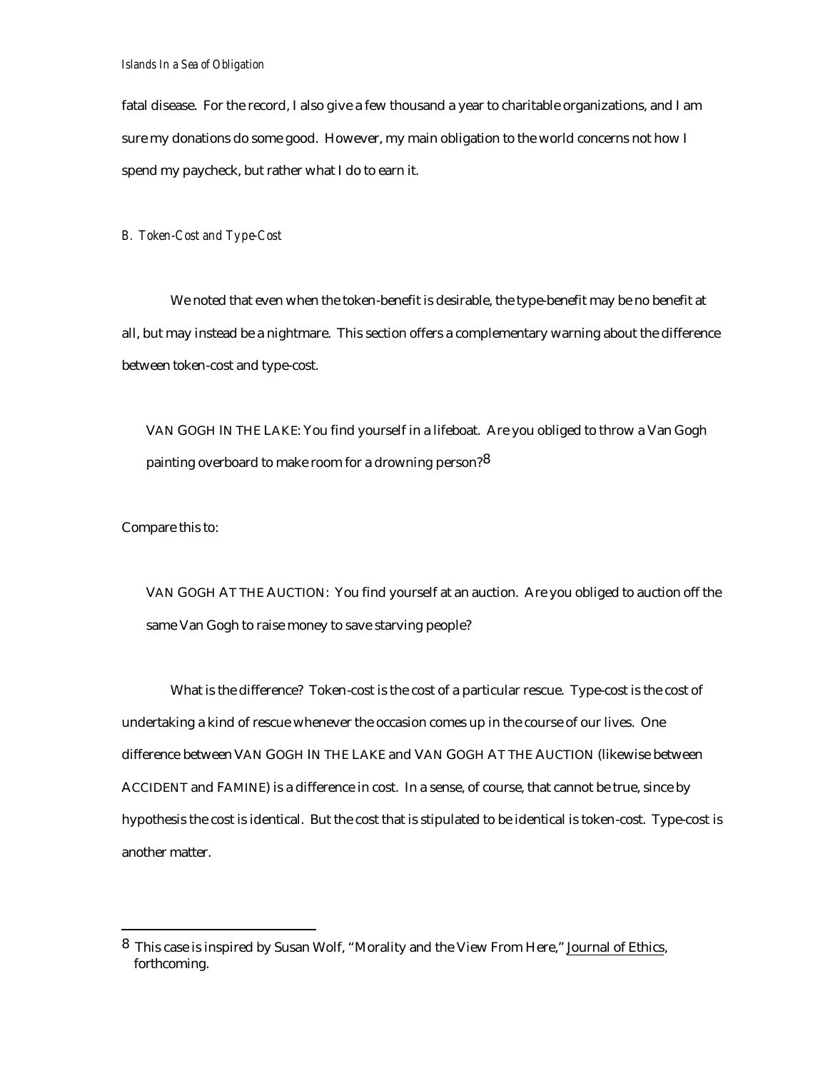fatal disease. For the record, I also give a few thousand a year to charitable organizations, and I am sure my donations do some good. However, my main obligation to the world concerns not how I spend my paycheck, but rather what I do to earn it.

### *B. Token-Cost and Type-Cost*

We noted that even when the token-benefit is desirable, the type-benefit may be no benefit at all, but may instead be a nightmare. This section offers a complementary warning about the difference between token-cost and type-cost.

> VAN GOGH IN THE LAKE: You find yourself in a lifeboat. Are you obliged to throw a Van Gogh painting overboard to make room for a drowning person?[8]

Compare this to:

> VAN GOGH AT THE AUCTION: You find yourself at an auction. Are you obliged to auction off the same Van Gogh to raise money to save starving people?

What is the difference? Token-cost is the cost of a particular rescue. Type-cost is the cost of undertaking a kind of rescue whenever the occasion comes up in the course of our lives. One difference between VAN GOGH IN THE LAKE and VAN GOGH AT THE AUCTION (likewise between ACCIDENT and FAMINE) is a difference in cost. In a sense, of course, that cannot be true, since by hypothesis the cost is identical. But the cost that is stipulated to be identical is token-cost. Type-cost is another matter.

---

[8] This case is inspired by Susan Wolf, "Morality and the View From Here," Journal of Ethics, forthcoming.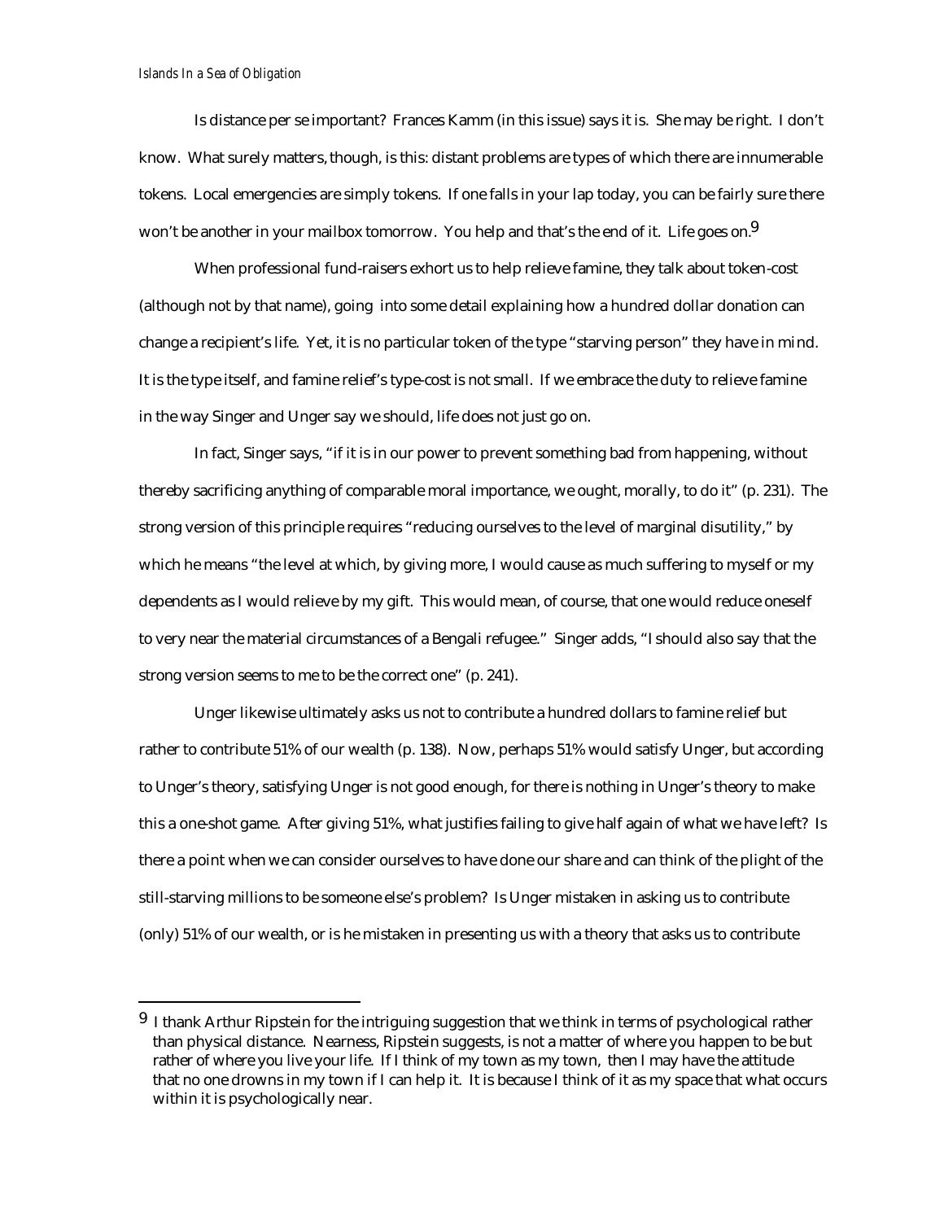Is distance per se important? Frances Kamm (in this issue) says it is. She may be right. I don't know. What surely matters, though, is this: distant problems are types of which there are innumerable tokens. Local emergencies are simply tokens. If one falls in your lap today, you can be fairly sure there won't be another in your mailbox tomorrow. You help and that's the end of it. Life goes on.[9]

When professional fund-raisers exhort us to help relieve famine, they talk about token-cost (although not by that name), going into some detail explaining how a hundred dollar donation can change a recipient's life. Yet, it is no particular token of the type "starving person" they have in mind. It is the type itself, and famine relief's type-cost is not small. If we embrace the duty to relieve famine in the way Singer and Unger say we should, life does not just go on.

In fact, Singer says, "if it is in our power to prevent something bad from happening, without thereby sacrificing anything of comparable moral importance, we ought, morally, to do it" (p. 231). The strong version of this principle requires "reducing ourselves to the level of marginal disutility," by which he means "the level at which, by giving more, I would cause as much suffering to myself or my dependents as I would relieve by my gift. This would mean, of course, that one would reduce oneself to very near the material circumstances of a Bengali refugee." Singer adds, "I should also say that the strong version seems to me to be the correct one" (p. 241).

Unger likewise ultimately asks us not to contribute a hundred dollars to famine relief but rather to contribute 51% of our wealth (p. 138). Now, perhaps 51% would satisfy Unger, but according to Unger's theory, satisfying Unger is not good enough, for there is nothing in Unger's theory to make this a one-shot game. After giving 51%, what justifies failing to give half again of what we have left? Is there a point when we can consider ourselves to have done our share and can think of the plight of the still-starving millions to be someone else's problem? Is Unger mistaken in asking us to contribute (only) 51% of our wealth, or is he mistaken in presenting us with a theory that asks us to contribute

---

[9] I thank Arthur Ripstein for the intriguing suggestion that we think in terms of psychological rather than physical distance. Nearness, Ripstein suggests, is not a matter of where you happen to be but rather of where you live your life. If I think of my town as my town, then I may have the attitude that no one drowns in my town if I can help it. It is because I think of it as my space that what occurs within it is psychologically near.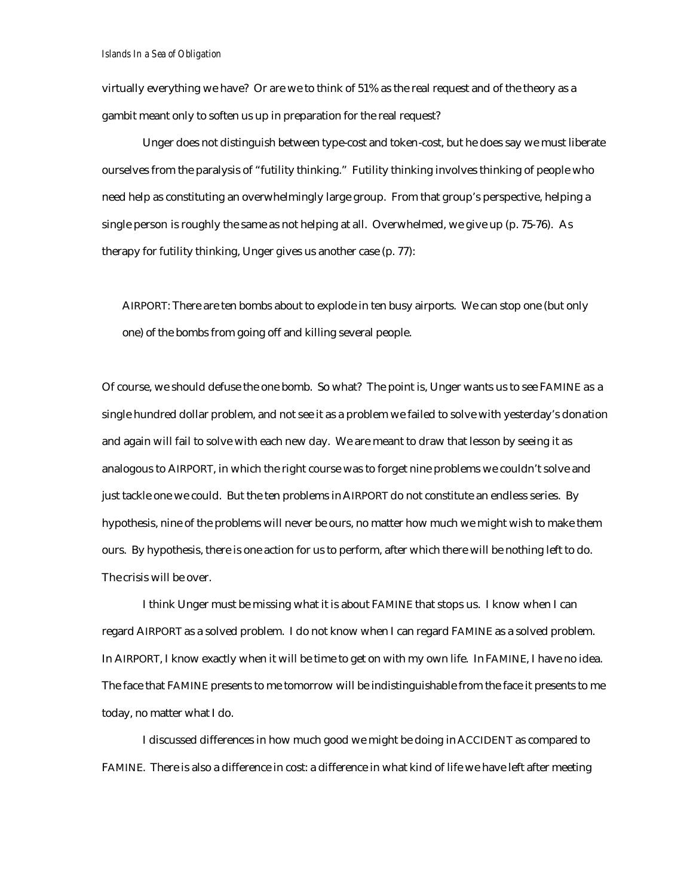virtually everything we have? Or are we to think of 51% as the real request and of the theory as a gambit meant only to soften us up in preparation for the real request?

Unger does not distinguish between type-cost and token-cost, but he does say we must liberate ourselves from the paralysis of "futility thinking." Futility thinking involves thinking of people who need help as constituting an overwhelmingly large group. From that group's perspective, helping a single person is roughly the same as not helping at all. Overwhelmed, we give up (p. 75-76). As therapy for futility thinking, Unger gives us another case (p. 77):

> AIRPORT: There are ten bombs about to explode in ten busy airports. We can stop one (but only one) of the bombs from going off and killing several people.

Of course, we should defuse the one bomb. So what? The point is, Unger wants us to see FAMINE as a single hundred dollar problem, and not see it as a problem we failed to solve with yesterday's donation and again will fail to solve with each new day. We are meant to draw that lesson by seeing it as analogous to AIRPORT, in which the right course was to forget nine problems we couldn't solve and just tackle one we could. But the ten problems in AIRPORT do not constitute an endless series. By hypothesis, nine of the problems will never be ours, no matter how much we might wish to make them ours. By hypothesis, there is one action for us to perform, after which there will be nothing left to do. The crisis will be over.

I think Unger must be missing what it is about FAMINE that stops us. I know when I can regard AIRPORT as a solved problem. I do not know when I can regard FAMINE as a solved problem. In AIRPORT, I know exactly when it will be time to get on with my own life. In FAMINE, I have no idea. The face that FAMINE presents to me tomorrow will be indistinguishable from the face it presents to me today, no matter what I do.

I discussed differences in how much good we might be doing in ACCIDENT as compared to FAMINE. There is also a difference in cost: a difference in what kind of life we have left after meeting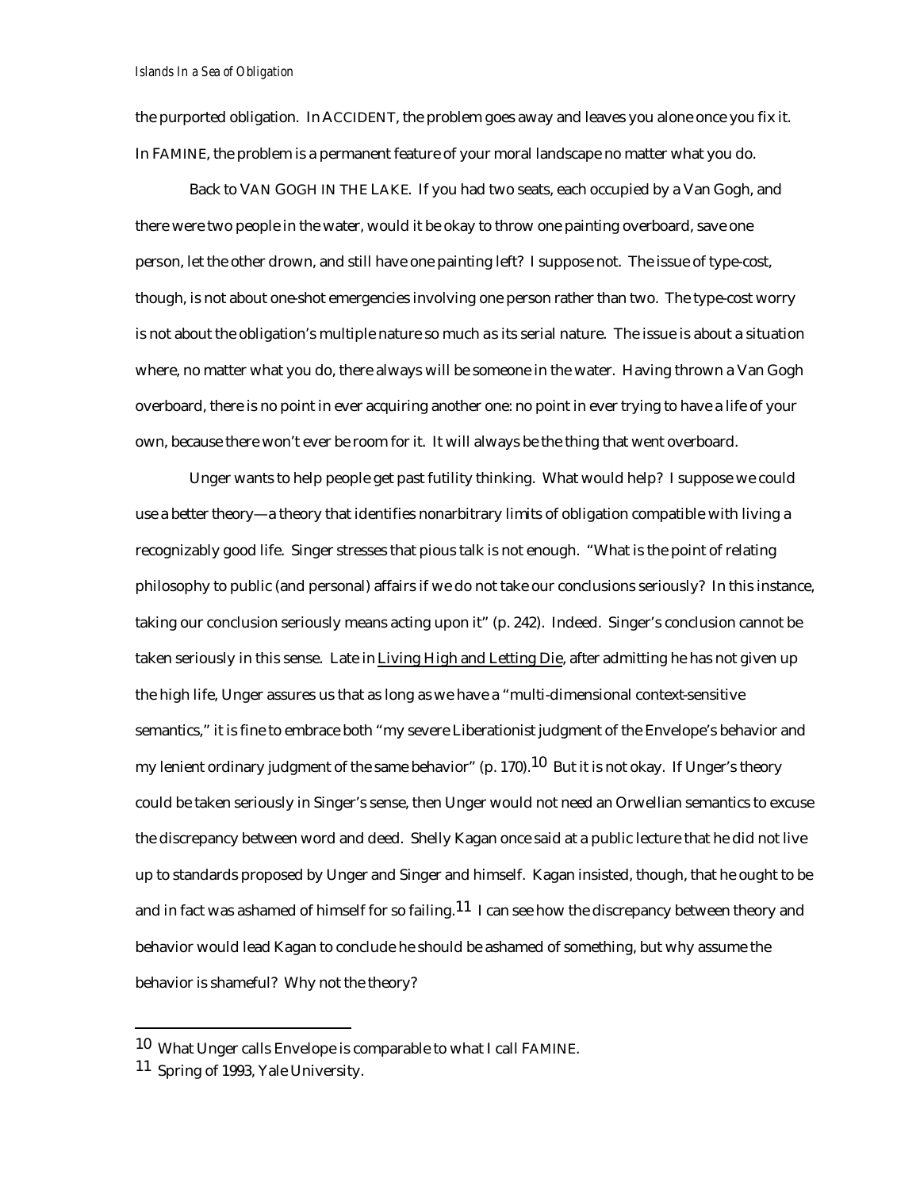the purported obligation. In ACCIDENT, the problem goes away and leaves you alone once you fix it. In FAMINE, the problem is a permanent feature of your moral landscape no matter what you do.

Back to VAN GOGH IN THE LAKE. If you had two seats, each occupied by a Van Gogh, and there were two people in the water, would it be okay to throw one painting overboard, save one person, let the other drown, and still have one painting left? I suppose not. The issue of type-cost, though, is not about one-shot emergencies involving one person rather than two. The type-cost worry is not about the obligation's multiple nature so much as its serial nature. The issue is about a situation where, no matter what you do, there always will be someone in the water. Having thrown a Van Gogh overboard, there is no point in ever acquiring another one: no point in ever trying to have a life of your own, because there won't ever be room for it. It will always be the thing that went overboard.

Unger wants to help people get past futility thinking. What would help? I suppose we could use a better theory—a theory that identifies nonarbitrary limits of obligation compatible with living a recognizably good life. Singer stresses that pious talk is not enough. "What is the point of relating philosophy to public (and personal) affairs if we do not take our conclusions seriously? In this instance, taking our conclusion seriously means acting upon it" (p. 242). Indeed. Singer's conclusion cannot be taken seriously in this sense. Late in Living High and Letting Die, after admitting he has not given up the high life, Unger assures us that as long as we have a "multi-dimensional context-sensitive semantics," it is fine to embrace both "my severe Liberationist judgment of the Envelope's behavior and my lenient ordinary judgment of the same behavior" (p. 170).[10] But it is not okay. If Unger's theory could be taken seriously in Singer's sense, then Unger would not need an Orwellian semantics to excuse the discrepancy between word and deed. Shelly Kagan once said at a public lecture that he did not live up to standards proposed by Unger and Singer and himself. Kagan insisted, though, that he ought to be and in fact was ashamed of himself for so failing.[11] I can see how the discrepancy between theory and behavior would lead Kagan to conclude he should be ashamed of something, but why assume the behavior is shameful? Why not the theory?

---

[10] What Unger calls Envelope is comparable to what I call FAMINE.

[11] Spring of 1993, Yale University.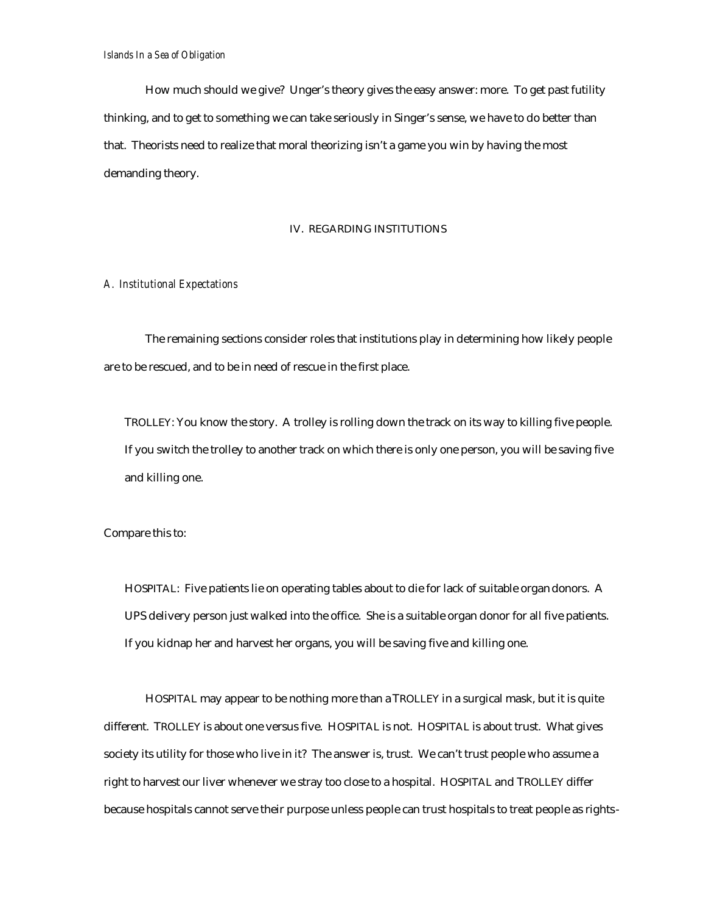How much should we give? Unger's theory gives the easy answer: more. To get past futility thinking, and to get to something we can take seriously in Singer's sense, we have to do better than that. Theorists need to realize that moral theorizing isn't a game you win by having the most demanding theory.

## IV. REGARDING INSTITUTIONS

### *A. Institutional Expectations*

The remaining sections consider roles that institutions play in determining how likely people are to be rescued, and to be in need of rescue in the first place.

> TROLLEY: You know the story. A trolley is rolling down the track on its way to killing five people. If you switch the trolley to another track on which there is only one person, you will be saving five and killing one.

Compare this to:

> HOSPITAL: Five patients lie on operating tables about to die for lack of suitable organ donors. A UPS delivery person just walked into the office. She is a suitable organ donor for all five patients. If you kidnap her and harvest her organs, you will be saving five and killing one.

HOSPITAL may appear to be nothing more than a TROLLEY in a surgical mask, but it is quite different. TROLLEY is about one versus five. HOSPITAL is not. HOSPITAL is about trust. What gives society its utility for those who live in it? The answer is, trust. We can't trust people who assume a right to harvest our liver whenever we stray too close to a hospital. HOSPITAL and TROLLEY differ because hospitals cannot serve their purpose unless people can trust hospitals to treat people as rights-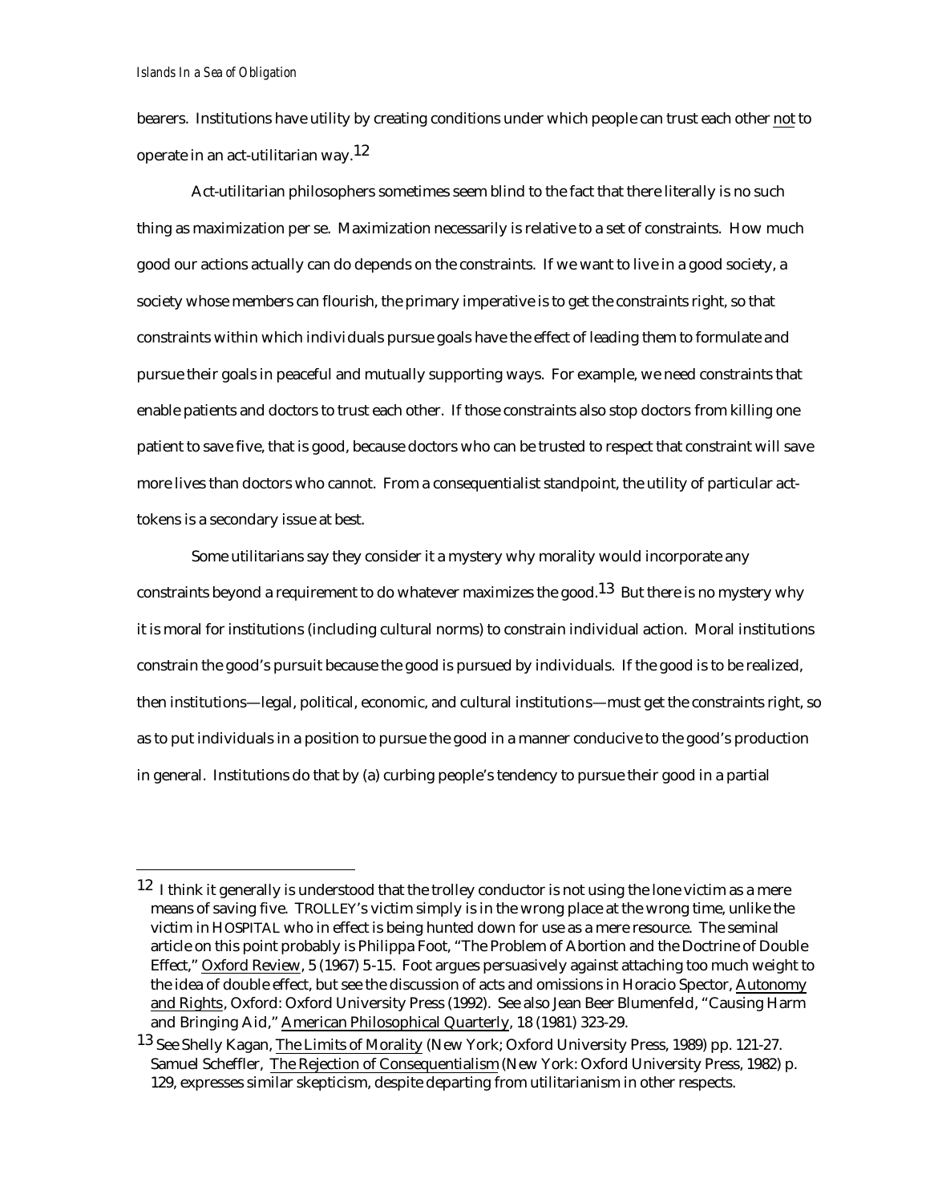bearers. Institutions have utility by creating conditions under which people can trust each other not to operate in an act-utilitarian way.[12]

Act-utilitarian philosophers sometimes seem blind to the fact that there literally is no such thing as maximization per se. Maximization necessarily is relative to a set of constraints. How much good our actions actually can do depends on the constraints. If we want to live in a good society, a society whose members can flourish, the primary imperative is to get the constraints right, so that constraints within which individuals pursue goals have the effect of leading them to formulate and pursue their goals in peaceful and mutually supporting ways. For example, we need constraints that enable patients and doctors to trust each other. If those constraints also stop doctors from killing one patient to save five, that is good, because doctors who can be trusted to respect that constraint will save more lives than doctors who cannot. From a consequentialist standpoint, the utility of particular act-tokens is a secondary issue at best.

Some utilitarians say they consider it a mystery why morality would incorporate any constraints beyond a requirement to do whatever maximizes the good.[13] But there is no mystery why it is moral for institutions (including cultural norms) to constrain individual action. Moral institutions constrain the good's pursuit because the good is pursued by individuals. If the good is to be realized, then institutions—legal, political, economic, and cultural institutions—must get the constraints right, so as to put individuals in a position to pursue the good in a manner conducive to the good's production in general. Institutions do that by (a) curbing people's tendency to pursue their good in a partial

---

[12] I think it generally is understood that the trolley conductor is not using the lone victim as a mere means of saving five. TROLLEY's victim simply is in the wrong place at the wrong time, unlike the victim in HOSPITAL who in effect is being hunted down for use as a mere resource. The seminal article on this point probably is Philippa Foot, "The Problem of Abortion and the Doctrine of Double Effect," Oxford Review, 5 (1967) 5-15. Foot argues persuasively against attaching too much weight to the idea of double effect, but see the discussion of acts and omissions in Horacio Spector, Autonomy and Rights, Oxford: Oxford University Press (1992). See also Jean Beer Blumenfeld, "Causing Harm and Bringing Aid," American Philosophical Quarterly, 18 (1981) 323-29.

[13] See Shelly Kagan, The Limits of Morality (New York; Oxford University Press, 1989) pp. 121-27. Samuel Scheffler, The Rejection of Consequentialism (New York: Oxford University Press, 1982) p. 129, expresses similar skepticism, despite departing from utilitarianism in other respects.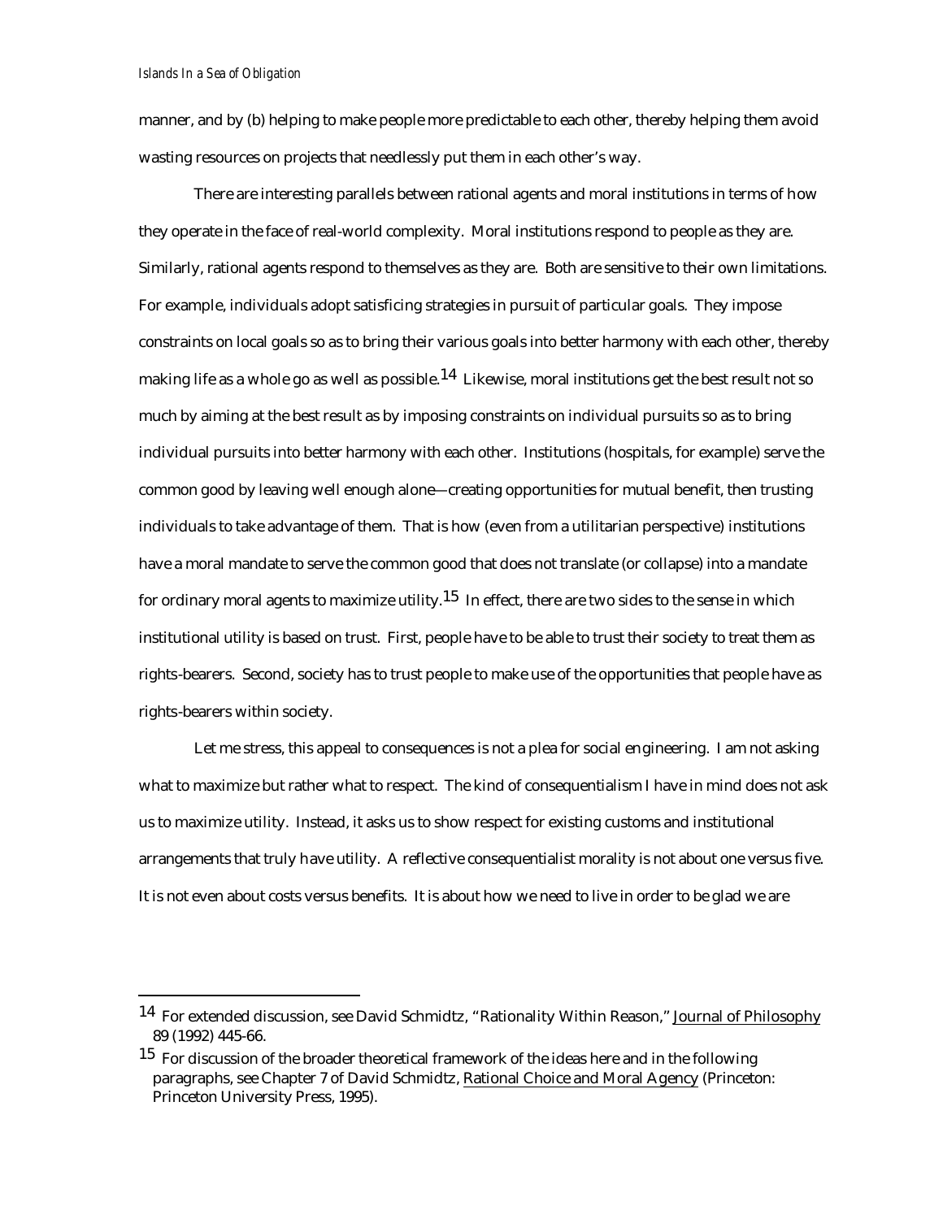manner, and by (b) helping to make people more predictable to each other, thereby helping them avoid wasting resources on projects that needlessly put them in each other's way.

There are interesting parallels between rational agents and moral institutions in terms of how they operate in the face of real-world complexity. Moral institutions respond to people as they are. Similarly, rational agents respond to themselves as they are. Both are sensitive to their own limitations. For example, individuals adopt satisficing strategies in pursuit of particular goals. They impose constraints on local goals so as to bring their various goals into better harmony with each other, thereby making life as a whole go as well as possible.[14] Likewise, moral institutions get the best result not so much by aiming at the best result as by imposing constraints on individual pursuits so as to bring individual pursuits into better harmony with each other. Institutions (hospitals, for example) serve the common good by leaving well enough alone—creating opportunities for mutual benefit, then trusting individuals to take advantage of them. That is how (even from a utilitarian perspective) institutions have a moral mandate to serve the common good that does not translate (or collapse) into a mandate for ordinary moral agents to maximize utility.[15] In effect, there are two sides to the sense in which institutional utility is based on trust. First, people have to be able to trust their society to treat them as rights-bearers. Second, society has to trust people to make use of the opportunities that people have as rights-bearers within society.

Let me stress, this appeal to consequences is not a plea for social engineering. I am not asking what to maximize but rather what to respect. The kind of consequentialism I have in mind does not ask us to maximize utility. Instead, it asks us to show respect for existing customs and institutional arrangements that truly *have* utility. A reflective consequentialist morality is not about one versus five. It is not even about costs versus benefits. It is about how we need to live in order to be glad we are

---

[14] For extended discussion, see David Schmidtz, "Rationality Within Reason," Journal of Philosophy 89 (1992) 445-66.

[15] For discussion of the broader theoretical framework of the ideas here and in the following paragraphs, see Chapter 7 of David Schmidtz, Rational Choice and Moral Agency (Princeton: Princeton University Press, 1995).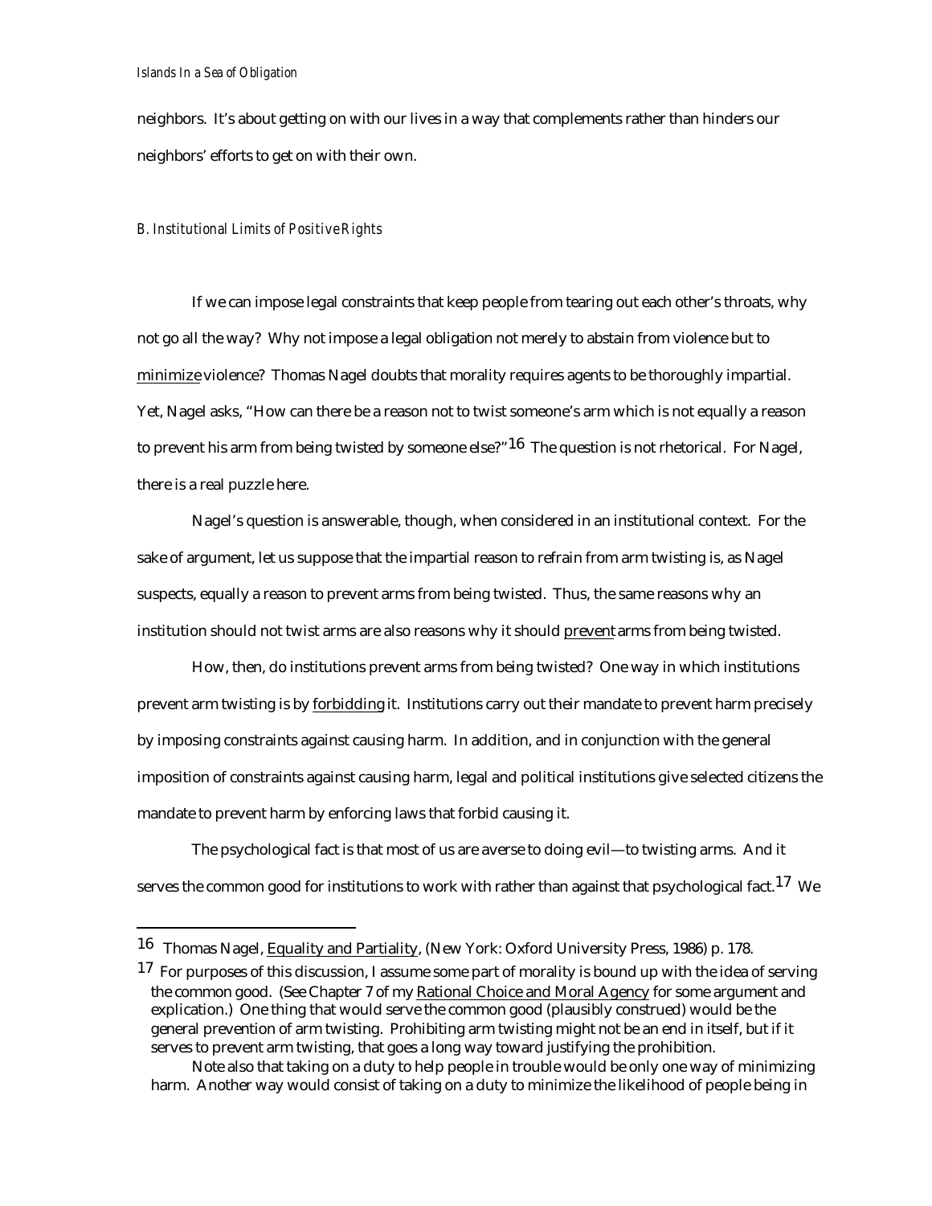neighbors. It's about getting on with our lives in a way that complements rather than hinders our neighbors' efforts to get on with their own.

### *B. Institutional Limits of Positive Rights*

If we can impose legal constraints that keep people from tearing out each other's throats, why not go all the way? Why not impose a legal obligation not merely to abstain from violence but to minimize violence? Thomas Nagel doubts that morality requires agents to be thoroughly impartial. Yet, Nagel asks, "How can there be a reason not to twist someone's arm which is not equally a reason to prevent his arm from being twisted by someone else?"[16] The question is not rhetorical. For Nagel, there is a real puzzle here.

Nagel's question is answerable, though, when considered in an institutional context. For the sake of argument, let us suppose that the impartial reason to refrain from arm twisting is, as Nagel suspects, equally a reason to prevent arms from being twisted. Thus, the same reasons why an institution should not twist arms are also reasons why it should prevent arms from being twisted.

How, then, do institutions prevent arms from being twisted? One way in which institutions prevent arm twisting is by forbidding it. Institutions carry out their mandate to prevent harm precisely by imposing constraints against causing harm. In addition, and in conjunction with the general imposition of constraints against causing harm, legal and political institutions give selected citizens the mandate to prevent harm by enforcing laws that forbid causing it.

The psychological fact is that most of us are averse to doing evil—to twisting arms. And it serves the common good for institutions to work with rather than against that psychological fact.[17] We

---

[16] Thomas Nagel, Equality and Partiality, (New York: Oxford University Press, 1986) p. 178.

[17] For purposes of this discussion, I assume some part of morality is bound up with the idea of serving the common good. (See Chapter 7 of my Rational Choice and Moral Agency for some argument and explication.) One thing that would serve the common good (plausibly construed) would be the general prevention of arm twisting. Prohibiting arm twisting might not be an end in itself, but if it serves to prevent arm twisting, that goes a long way toward justifying the prohibition.

Note also that taking on a duty to help people in trouble would be only one way of minimizing harm. Another way would consist of taking on a duty to minimize the likelihood of people being in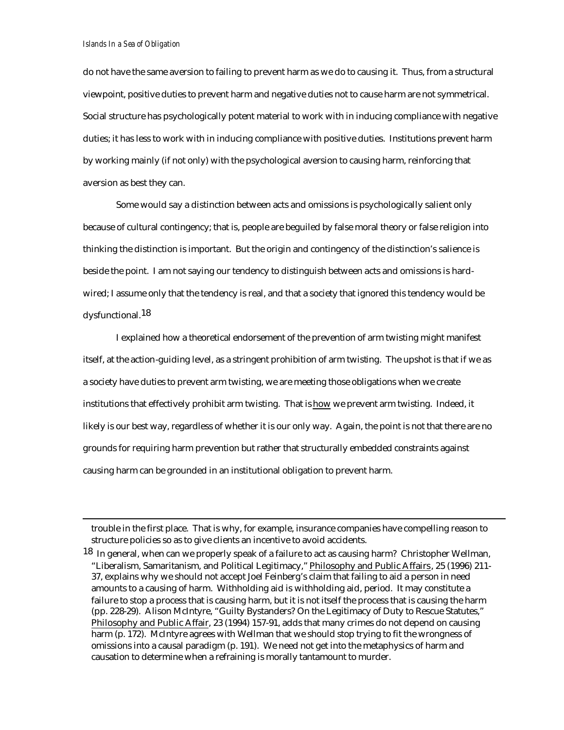do not have the same aversion to failing to prevent harm as we do to causing it. Thus, from a structural viewpoint, positive duties to prevent harm and negative duties not to cause harm are not symmetrical. Social structure has psychologically potent material to work with in inducing compliance with negative duties; it has less to work with in inducing compliance with positive duties. Institutions prevent harm by working mainly (if not only) with the psychological aversion to causing harm, reinforcing that aversion as best they can.

Some would say a distinction between acts and omissions is psychologically salient only because of cultural contingency; that is, people are beguiled by false moral theory or false religion into thinking the distinction is important. But the origin and contingency of the distinction's salience is beside the point. I am not saying our tendency to distinguish between acts and omissions is hard-wired; I assume only that the tendency is real, and that a society that ignored this tendency would be dysfunctional.[18]

I explained how a theoretical endorsement of the prevention of arm twisting might manifest itself, at the action-guiding level, as a stringent prohibition of arm twisting. The upshot is that if we as a society have duties to prevent arm twisting, we are meeting those obligations when we create institutions that effectively prohibit arm twisting. That is how we prevent arm twisting. Indeed, it likely is our best way, regardless of whether it is our only way. Again, the point is not that there are no grounds for requiring harm prevention but rather that structurally embedded constraints against causing harm can be grounded in an institutional obligation to prevent harm.

---

trouble in the first place. That is why, for example, insurance companies have compelling reason to structure policies so as to give clients an incentive to avoid accidents.

[18] In general, when can we properly speak of a failure to act as causing harm? Christopher Wellman, "Liberalism, Samaritanism, and Political Legitimacy," Philosophy and Public Affairs, 25 (1996) 211-37, explains why we should not accept Joel Feinberg's claim that failing to aid a person in need amounts to a causing of harm. Withholding aid is withholding aid, period. It may constitute a failure to stop a process that is causing harm, but it is not itself the process that is causing the harm (pp. 228-29). Alison McIntyre, "Guilty Bystanders? On the Legitimacy of Duty to Rescue Statutes," Philosophy and Public Affair, 23 (1994) 157-91, adds that many crimes do not depend on causing harm (p. 172). McIntyre agrees with Wellman that we should stop trying to fit the wrongness of omissions into a causal paradigm (p. 191). We need not get into the metaphysics of harm and causation to determine when a refraining is morally tantamount to murder.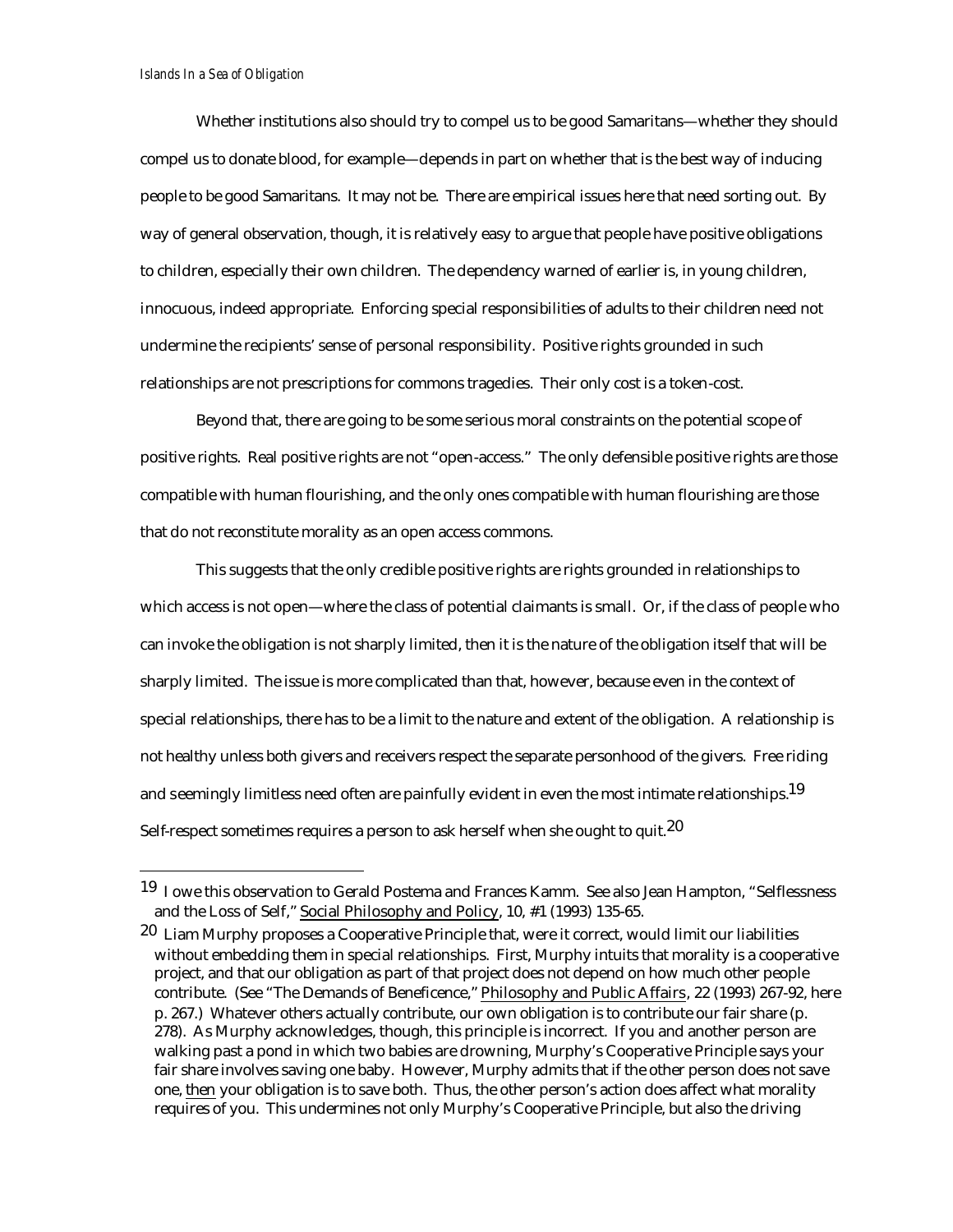Whether institutions also should try to compel us to be good Samaritans—whether they should compel us to donate blood, for example—depends in part on whether that is the best way of inducing people to be good Samaritans. It may not be. There are empirical issues here that need sorting out. By way of general observation, though, it is relatively easy to argue that people have positive obligations to children, especially their own children. The dependency warned of earlier is, in young children, innocuous, indeed appropriate. Enforcing special responsibilities of adults to their children need not undermine the recipients' sense of personal responsibility. Positive rights grounded in such relationships are not prescriptions for commons tragedies. Their only cost is a token-cost.

Beyond that, there are going to be some serious moral constraints on the potential scope of positive rights. Real positive rights are not "open-access." The only defensible positive rights are those compatible with human flourishing, and the only ones compatible with human flourishing are those that do not reconstitute morality as an open access commons.

This suggests that the only credible positive rights are rights grounded in relationships to which access is not open—where the class of potential claimants is small. Or, if the class of people who can invoke the obligation is not sharply limited, then it is the nature of the obligation itself that will be sharply limited. The issue is more complicated than that, however, because even in the context of special relationships, there has to be a limit to the nature and extent of the obligation. A relationship is not healthy unless both givers and receivers respect the separate personhood of the givers. Free riding and seemingly limitless need often are painfully evident in even the most intimate relationships.[19] Self-respect sometimes requires a person to ask herself when she ought to quit.[20]

---

[19] I owe this observation to Gerald Postema and Frances Kamm. See also Jean Hampton, "Selflessness and the Loss of Self," Social Philosophy and Policy, 10, #1 (1993) 135-65.

[20] Liam Murphy proposes a Cooperative Principle that, were it correct, would limit our liabilities without embedding them in special relationships. First, Murphy intuits that morality is a cooperative project, and that our obligation as part of that project does not depend on how much other people contribute. (See "The Demands of Beneficence," Philosophy and Public Affairs, 22 (1993) 267-92, here p. 267.) Whatever others actually contribute, our own obligation is to contribute our fair share (p. 278). As Murphy acknowledges, though, this principle is incorrect. If you and another person are walking past a pond in which two babies are drowning, Murphy's Cooperative Principle says your fair share involves saving one baby. However, Murphy admits that if the other person does not save one, then your obligation is to save both. Thus, the other person's action does affect what morality requires of you. This undermines not only Murphy's Cooperative Principle, but also the driving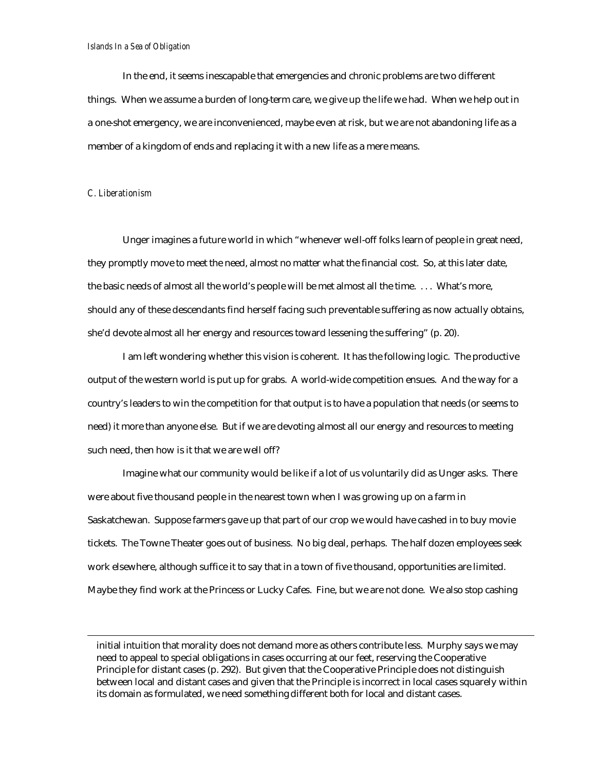In the end, it seems inescapable that emergencies and chronic problems are two different things. When we assume a burden of long-term care, we give up the life we had. When we help out in a one-shot emergency, we are inconvenienced, maybe even at risk, but we are not abandoning life as a member of a kingdom of ends and replacing it with a new life as a mere means.

### *C. Liberationism*

Unger imagines a future world in which "whenever well-off folks learn of people in great need, they promptly move to meet the need, almost no matter what the financial cost. So, at this later date, the basic needs of almost all the world's people will be met almost all the time. . . . What's more, should any of these descendants find herself facing such preventable suffering as now actually obtains, she'd devote almost all her energy and resources toward lessening the suffering" (p. 20).

I am left wondering whether this vision is coherent. It has the following logic. The productive output of the western world is put up for grabs. A world-wide competition ensues. And the way for a country's leaders to win the competition for that output is to have a population that needs (or seems to need) it more than anyone else. But if we are devoting almost all our energy and resources to meeting such need, then how is it that we are well off?

Imagine what our community would be like if a lot of us voluntarily did as Unger asks. There were about five thousand people in the nearest town when I was growing up on a farm in Saskatchewan. Suppose farmers gave up that part of our crop we would have cashed in to buy movie tickets. The Towne Theater goes out of business. No big deal, perhaps. The half dozen employees seek work elsewhere, although suffice it to say that in a town of five thousand, opportunities are limited. Maybe they find work at the Princess or Lucky Cafes. Fine, but we are not done. We also stop cashing

---

initial intuition that morality does not demand more as others contribute less. Murphy says we may need to appeal to special obligations in cases occurring at our feet, reserving the Cooperative Principle for distant cases (p. 292). But given that the Cooperative Principle does not distinguish between local and distant cases and given that the Principle is incorrect in local cases squarely within its domain as formulated, we need something different both for local and distant cases.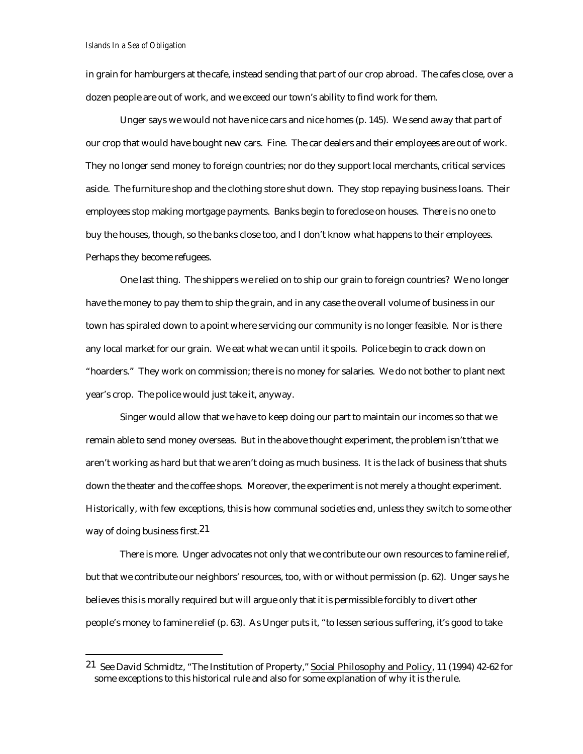in grain for hamburgers at the cafe, instead sending that part of our crop abroad. The cafes close, over a dozen people are out of work, and we exceed our town's ability to find work for them.

Unger says we would not have nice cars and nice homes (p. 145). We send away that part of our crop that would have bought new cars. Fine. The car dealers and their employees are out of work. They no longer send money to foreign countries; nor do they support local merchants, critical services aside. The furniture shop and the clothing store shut down. They stop repaying business loans. Their employees stop making mortgage payments. Banks begin to foreclose on houses. There is no one to buy the houses, though, so the banks close too, and I don't know what happens to their employees. Perhaps they become refugees.

One last thing. The shippers we relied on to ship our grain to foreign countries? We no longer have the money to pay them to ship the grain, and in any case the overall volume of business in our town has spiraled down to a point where servicing our community is no longer feasible. Nor is there any local market for our grain. We eat what we can until it spoils. Police begin to crack down on "hoarders." They work on commission; there is no money for salaries. We do not bother to plant next year's crop. The police would just take it, anyway.

Singer would allow that we have to keep doing our part to maintain our incomes so that we remain able to send money overseas. But in the above thought experiment, the problem isn't that we aren't working as hard but that we aren't doing as much business. It is the lack of business that shuts down the theater and the coffee shops. Moreover, the experiment is not merely a thought experiment. Historically, with few exceptions, this is how communal societies end, unless they switch to some other way of doing business first.[21]

There is more. Unger advocates not only that we contribute our own resources to famine relief, but that we contribute our neighbors' resources, too, with or without permission (p. 62). Unger says he believes this is morally required but will argue only that it is permissible forcibly to divert other people's money to famine relief (p. 63). As Unger puts it, "to lessen serious suffering, it's good to take

---

[21] See David Schmidtz, "The Institution of Property," Social Philosophy and Policy, 11 (1994) 42-62 for some exceptions to this historical rule and also for some explanation of why it is the rule.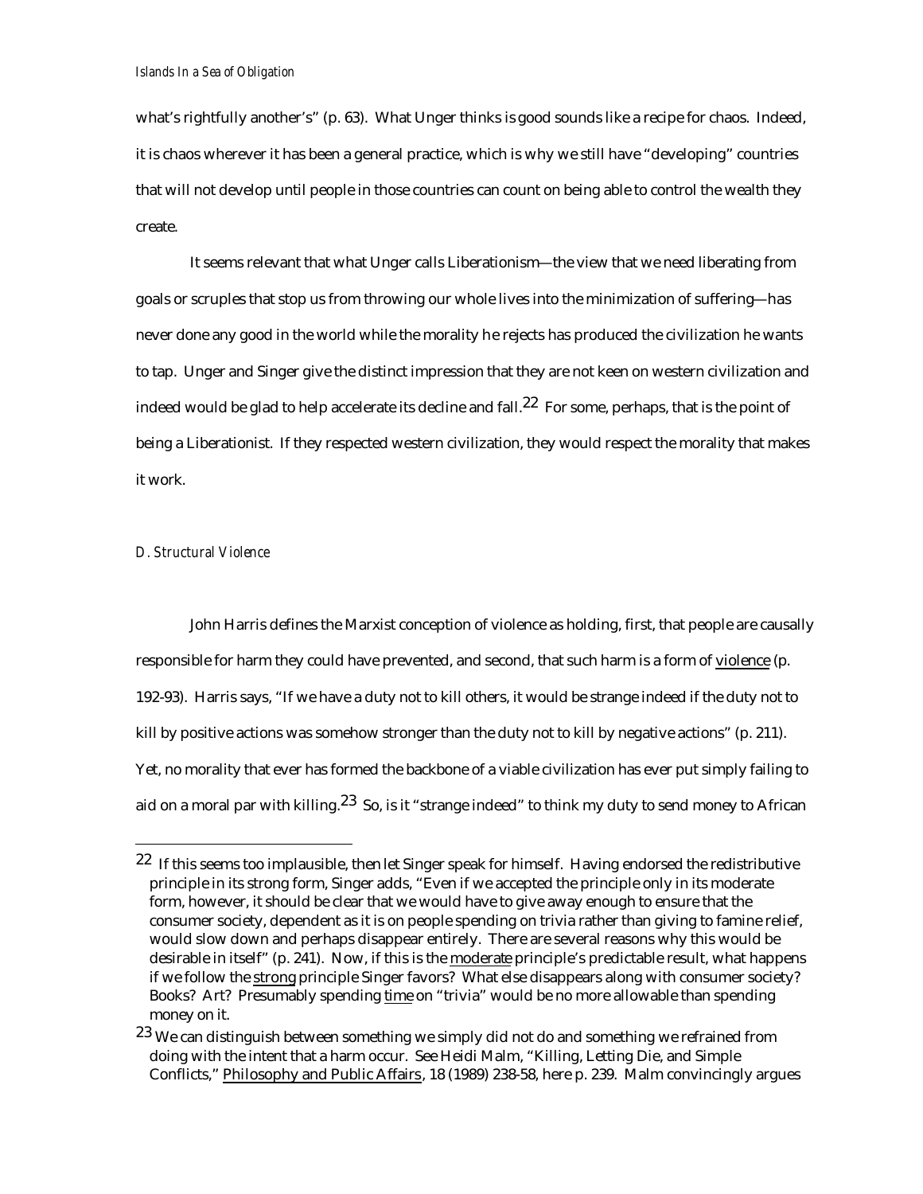what's rightfully another's" (p. 63). What Unger thinks is good sounds like a recipe for chaos. Indeed, it is chaos wherever it has been a general practice, which is why we still have "developing" countries that will not develop until people in those countries can count on being able to control the wealth they create.

It seems relevant that what Unger calls Liberationism—the view that we need liberating from goals or scruples that stop us from throwing our whole lives into the minimization of suffering—has never done any good in the world while the morality he rejects has produced the civilization he wants to tap. Unger and Singer give the distinct impression that they are not keen on western civilization and indeed would be glad to help accelerate its decline and fall.[22] For some, perhaps, that is the point of being a Liberationist. If they respected western civilization, they would respect the morality that makes it work.

### *D. Structural Violence*

John Harris defines the Marxist conception of violence as holding, first, that people are causally responsible for harm they could have prevented, and second, that such harm is a form of violence (p. 192-93). Harris says, "If we have a duty not to kill others, it would be strange indeed if the duty not to kill by positive actions was somehow stronger than the duty not to kill by negative actions" (p. 211). Yet, no morality that ever has formed the backbone of a viable civilization has ever put simply failing to aid on a moral par with killing.[23] So, is it "strange indeed" to think my duty to send money to African

---

[22] If this seems too implausible, then let Singer speak for himself. Having endorsed the redistributive principle in its strong form, Singer adds, "Even if we accepted the principle only in its moderate form, however, it should be clear that we would have to give away enough to ensure that the consumer society, dependent as it is on people spending on trivia rather than giving to famine relief, would slow down and perhaps disappear entirely. There are several reasons why this would be desirable in itself" (p. 241). Now, if this is the moderate principle's predictable result, what happens if we follow the strong principle Singer favors? What else disappears along with consumer society? Books? Art? Presumably spending time on "trivia" would be no more allowable than spending money on it.

[23] We can distinguish between something we simply did not do and something we refrained from doing with the intent that a harm occur. See Heidi Malm, "Killing, Letting Die, and Simple Conflicts," Philosophy and Public Affairs, 18 (1989) 238-58, here p. 239. Malm convincingly argues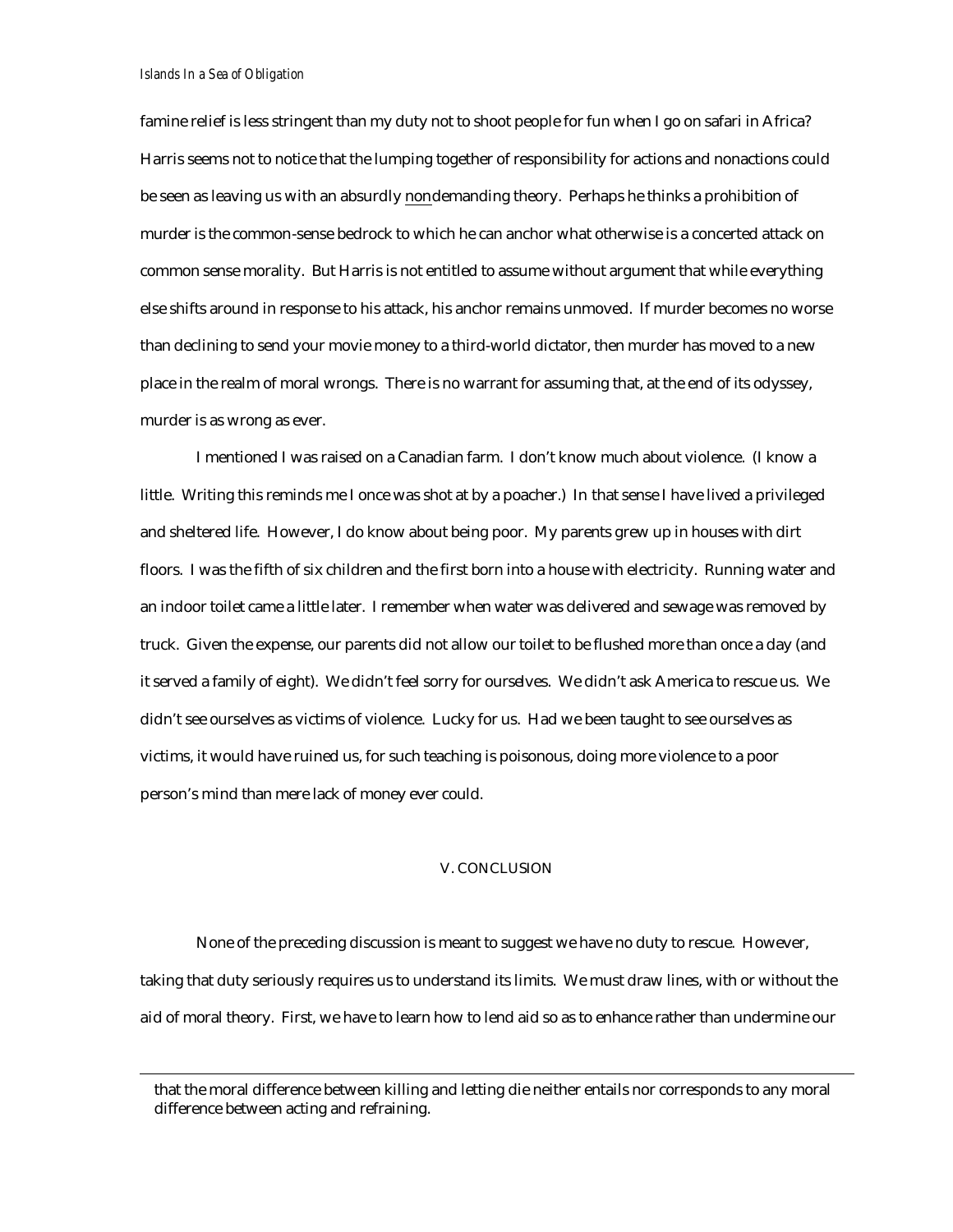famine relief is less stringent than my duty not to shoot people for fun when I go on safari in Africa? Harris seems not to notice that the lumping together of responsibility for actions and nonactions could be seen as leaving us with an absurdly <u>non</u>demanding theory. Perhaps he thinks a prohibition of murder is the common-sense bedrock to which he can anchor what otherwise is a concerted attack on common sense morality. But Harris is not entitled to assume without argument that while everything else shifts around in response to his attack, his anchor remains unmoved. If murder becomes no worse than declining to send your movie money to a third-world dictator, then murder has moved to a new place in the realm of moral wrongs. There is no warrant for assuming that, at the end of its odyssey, murder is as wrong as ever.

I mentioned I was raised on a Canadian farm. I don't know much about violence. (I know a little. Writing this reminds me I once was shot at by a poacher.) In that sense I have lived a privileged and sheltered life. However, I do know about being poor. My parents grew up in houses with dirt floors. I was the fifth of six children and the first born into a house with electricity. Running water and an indoor toilet came a little later. I remember when water was delivered and sewage was removed by truck. Given the expense, our parents did not allow our toilet to be flushed more than once a day (and it served a family of eight). We didn't feel sorry for ourselves. We didn't ask America to rescue us. We didn't see ourselves as victims of violence. Lucky for us. Had we been taught to see ourselves as victims, it would have ruined us, for such teaching is poisonous, doing more violence to a poor person's mind than mere lack of money ever could.

## V. CONCLUSION

None of the preceding discussion is meant to suggest we have no duty to rescue. However, taking that duty seriously requires us to understand its limits. We must draw lines, with or without the aid of moral theory. First, we have to learn how to lend aid so as to enhance rather than undermine our

---

that the moral difference between killing and letting die neither entails nor corresponds to any moral difference between acting and refraining.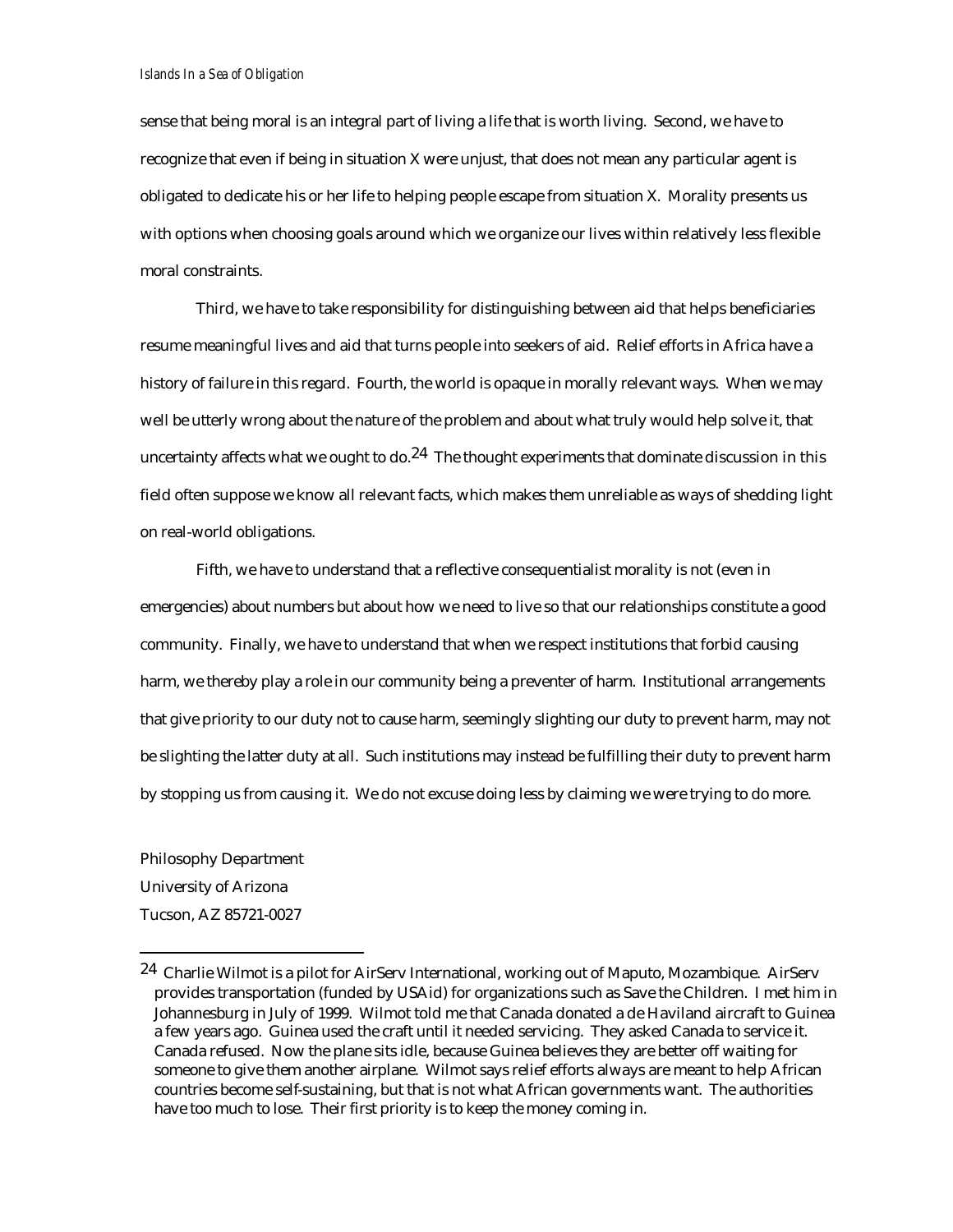sense that being moral is an integral part of living a life that is worth living. Second, we have to recognize that even if being in situation X were unjust, that does not mean any particular agent is obligated to dedicate his or her life to helping people escape from situation X. Morality presents us with options when choosing goals around which we organize our lives within relatively less flexible moral constraints.

Third, we have to take responsibility for distinguishing between aid that helps beneficiaries resume meaningful lives and aid that turns people into seekers of aid. Relief efforts in Africa have a history of failure in this regard. Fourth, the world is opaque in morally relevant ways. When we may well be utterly wrong about the nature of the problem and about what truly would help solve it, that uncertainty affects what we ought to do.[24] The thought experiments that dominate discussion in this field often suppose we know all relevant facts, which makes them unreliable as ways of shedding light on real-world obligations.

Fifth, we have to understand that a reflective consequentialist morality is not (even in emergencies) about numbers but about how we need to live so that our relationships constitute a good community. Finally, we have to understand that when we respect institutions that forbid causing harm, we thereby play a role in our community being a preventer of harm. Institutional arrangements that give priority to our duty not to cause harm, seemingly slighting our duty to prevent harm, may not be slighting the latter duty at all. Such institutions may instead be fulfilling their duty to prevent harm by stopping us from causing it. We do not excuse doing less by claiming we were trying to do more.

Philosophy Department
University of Arizona
Tucson, AZ 85721-0027

---

[24] Charlie Wilmot is a pilot for AirServ International, working out of Maputo, Mozambique. AirServ provides transportation (funded by USAid) for organizations such as Save the Children. I met him in Johannesburg in July of 1999. Wilmot told me that Canada donated a de Haviland aircraft to Guinea a few years ago. Guinea used the craft until it needed servicing. They asked Canada to service it. Canada refused. Now the plane sits idle, because Guinea believes they are better off waiting for someone to give them another airplane. Wilmot says relief efforts always are meant to help African countries become self-sustaining, but that is not what African governments want. The authorities have too much to lose. Their first priority is to keep the money coming in.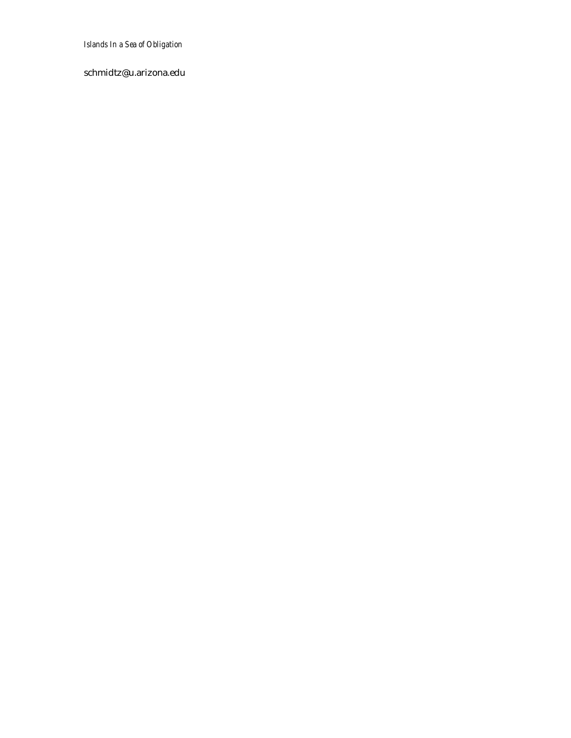schmidtz@u.arizona.edu